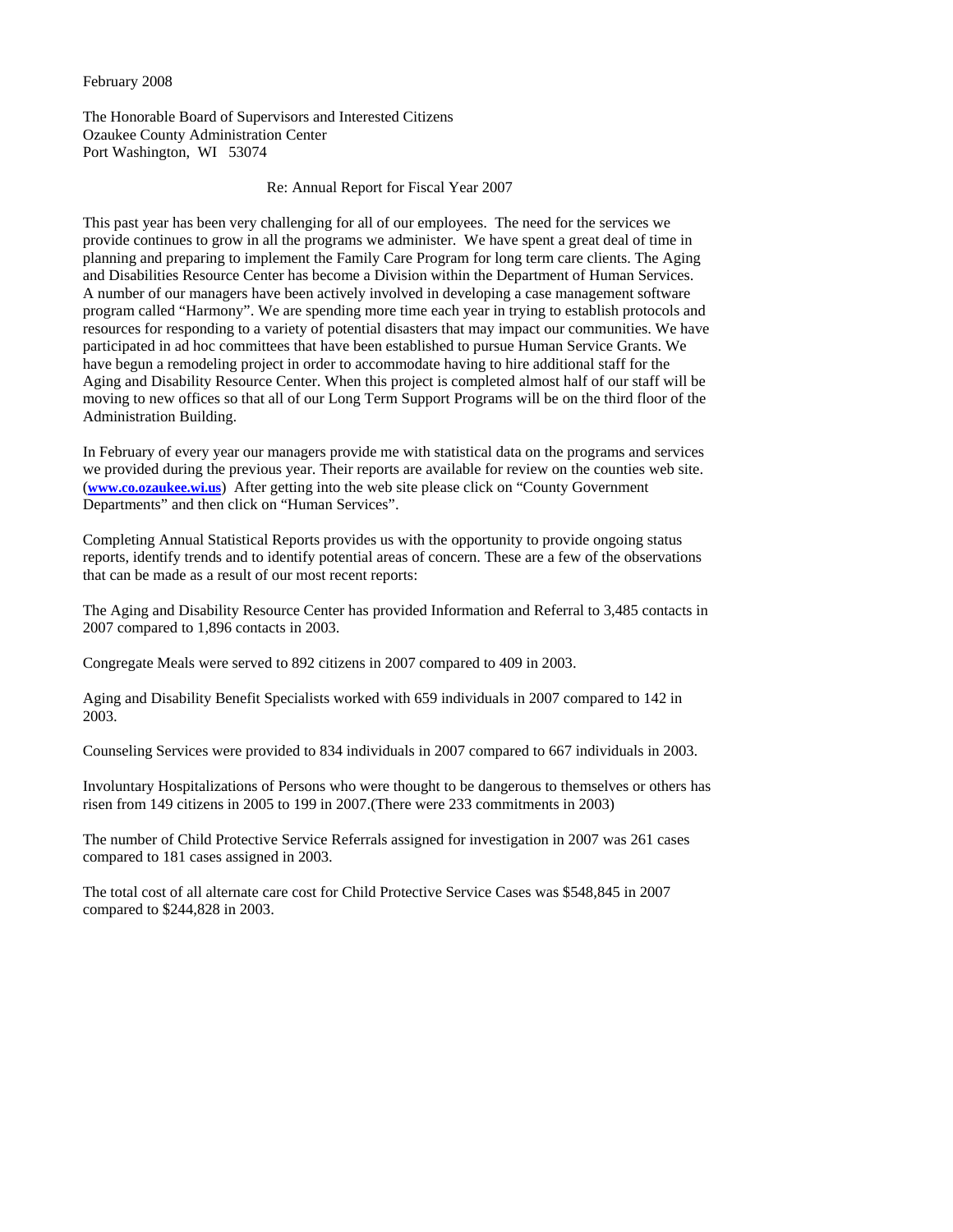February 2008

The Honorable Board of Supervisors and Interested Citizens
Ozaukee County Administration Center
Port Washington, WI 53074

Re: Annual Report for Fiscal Year 2007

This past year has been very challenging for all of our employees. The need for the services we provide continues to grow in all the programs we administer. We have spent a great deal of time in planning and preparing to implement the Family Care Program for long term care clients. The Aging and Disabilities Resource Center has become a Division within the Department of Human Services. A number of our managers have been actively involved in developing a case management software program called "Harmony". We are spending more time each year in trying to establish protocols and resources for responding to a variety of potential disasters that may impact our communities. We have participated in ad hoc committees that have been established to pursue Human Service Grants. We have begun a remodeling project in order to accommodate having to hire additional staff for the Aging and Disability Resource Center. When this project is completed almost half of our staff will be moving to new offices so that all of our Long Term Support Programs will be on the third floor of the Administration Building.

In February of every year our managers provide me with statistical data on the programs and services we provided during the previous year. Their reports are available for review on the counties web site. (**www.co.ozaukee.wi.us**) After getting into the web site please click on "County Government Departments" and then click on "Human Services".

Completing Annual Statistical Reports provides us with the opportunity to provide ongoing status reports, identify trends and to identify potential areas of concern. These are a few of the observations that can be made as a result of our most recent reports:

The Aging and Disability Resource Center has provided Information and Referral to 3,485 contacts in 2007 compared to 1,896 contacts in 2003.

Congregate Meals were served to 892 citizens in 2007 compared to 409 in 2003.

Aging and Disability Benefit Specialists worked with 659 individuals in 2007 compared to 142 in 2003.

Counseling Services were provided to 834 individuals in 2007 compared to 667 individuals in 2003.

Involuntary Hospitalizations of Persons who were thought to be dangerous to themselves or others has risen from 149 citizens in 2005 to 199 in 2007.(There were 233 commitments in 2003)

The number of Child Protective Service Referrals assigned for investigation in 2007 was 261 cases compared to 181 cases assigned in 2003.

The total cost of all alternate care cost for Child Protective Service Cases was $548,845 in 2007 compared to $244,828 in 2003.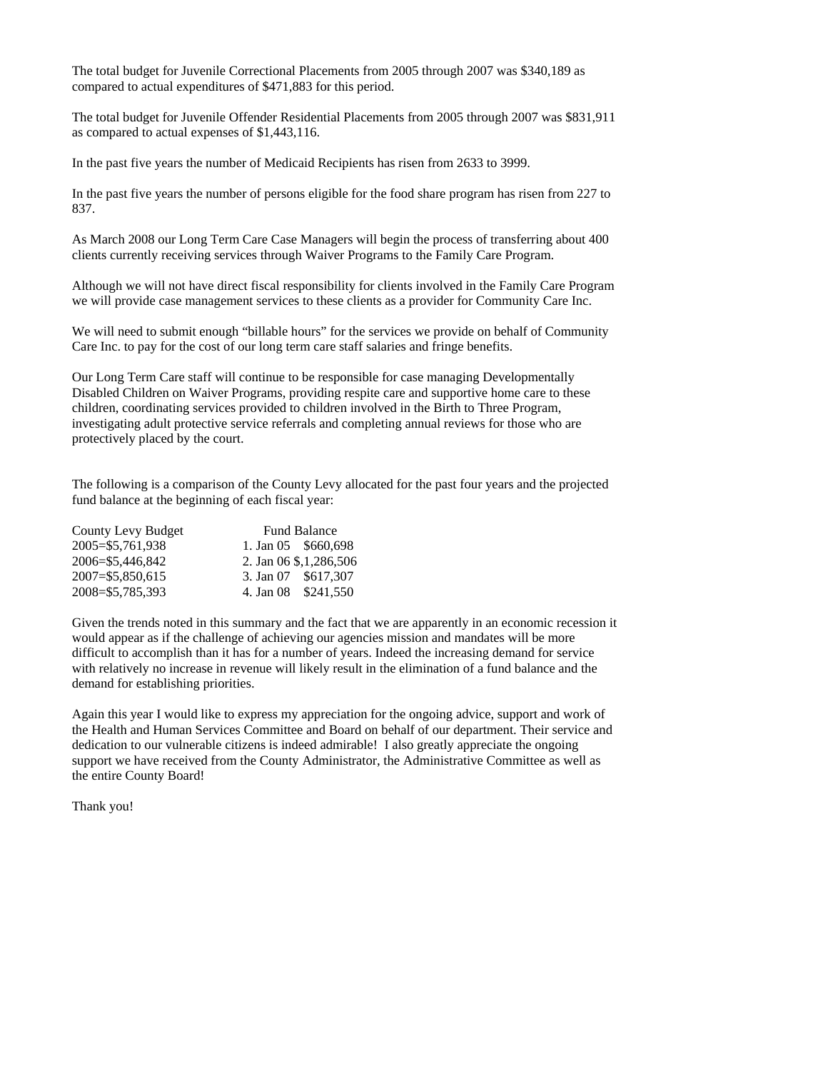The total budget for Juvenile Correctional Placements from 2005 through 2007 was $340,189 as compared to actual expenditures of $471,883 for this period.

The total budget for Juvenile Offender Residential Placements from 2005 through 2007 was $831,911 as compared to actual expenses of $1,443,116.

In the past five years the number of Medicaid Recipients has risen from 2633 to 3999.

In the past five years the number of persons eligible for the food share program has risen from 227 to 837.

As March 2008 our Long Term Care Case Managers will begin the process of transferring about 400 clients currently receiving services through Waiver Programs to the Family Care Program.

Although we will not have direct fiscal responsibility for clients involved in the Family Care Program we will provide case management services to these clients as a provider for Community Care Inc.

We will need to submit enough "billable hours" for the services we provide on behalf of Community Care Inc. to pay for the cost of our long term care staff salaries and fringe benefits.

Our Long Term Care staff will continue to be responsible for case managing Developmentally Disabled Children on Waiver Programs, providing respite care and supportive home care to these children, coordinating services provided to children involved in the Birth to Three Program, investigating adult protective service referrals and completing annual reviews for those who are protectively placed by the court.

The following is a comparison of the County Levy allocated for the past four years and the projected fund balance at the beginning of each fiscal year:

| County Levy Budget | Fund Balance |
|---|---|
| 2005=$5,761,938 | 1. Jan 05 $660,698 |
| 2006=$5,446,842 | 2. Jan 06 $,1,286,506 |
| 2007=$5,850,615 | 3. Jan 07 $617,307 |
| 2008=$5,785,393 | 4. Jan 08 $241,550 |

Given the trends noted in this summary and the fact that we are apparently in an economic recession it would appear as if the challenge of achieving our agencies mission and mandates will be more difficult to accomplish than it has for a number of years. Indeed the increasing demand for service with relatively no increase in revenue will likely result in the elimination of a fund balance and the demand for establishing priorities.

Again this year I would like to express my appreciation for the ongoing advice, support and work of the Health and Human Services Committee and Board on behalf of our department. Their service and dedication to our vulnerable citizens is indeed admirable! I also greatly appreciate the ongoing support we have received from the County Administrator, the Administrative Committee as well as the entire County Board!

Thank you!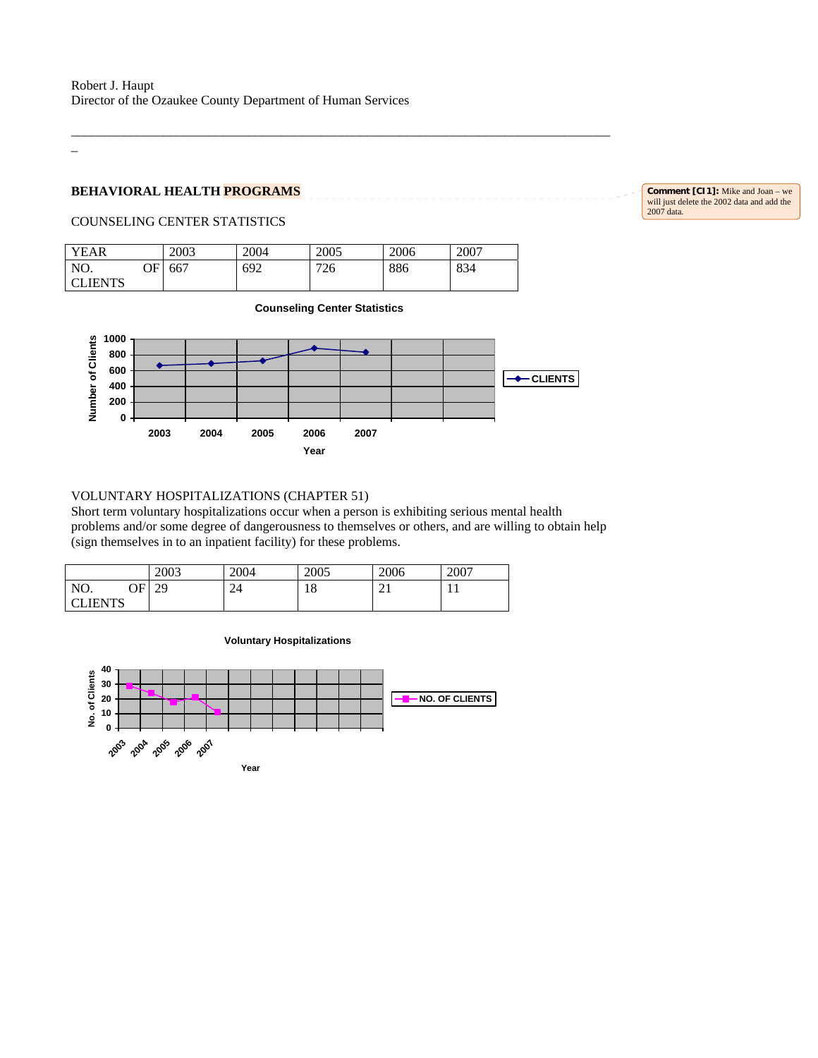Robert J. Haupt
Director of the Ozaukee County Department of Human Services

---

## BEHAVIORAL HEALTH PROGRAMS

Comment [CI1]: Mike and Joan – we will just delete the 2002 data and add the 2007 data.

COUNSELING CENTER STATISTICS

| YEAR | 2003 | 2004 | 2005 | 2006 | 2007 |
| --- | --- | --- | --- | --- | --- |
| NO. OF CLIENTS | 667 | 692 | 726 | 886 | 834 |

**Counseling Center Statistics**

Number of Clients: 0, 200, 400, 600, 800, 1000

Year: 2003, 2004, 2005, 2006, 2007

CLIENTS

VOLUNTARY HOSPITALIZATIONS (CHAPTER 51)
Short term voluntary hospitalizations occur when a person is exhibiting serious mental health problems and/or some degree of dangerousness to themselves or others, and are willing to obtain help (sign themselves in to an inpatient facility) for these problems.

| | 2003 | 2004 | 2005 | 2006 | 2007 |
| --- | --- | --- | --- | --- | --- |
| NO. OF CLIENTS | 29 | 24 | 18 | 21 | 11 |

**Voluntary Hospitalizations**

No. of Clients: 0, 10, 20, 30, 40

Year: 2003, 2004, 2005, 2006, 2007

NO. OF CLIENTS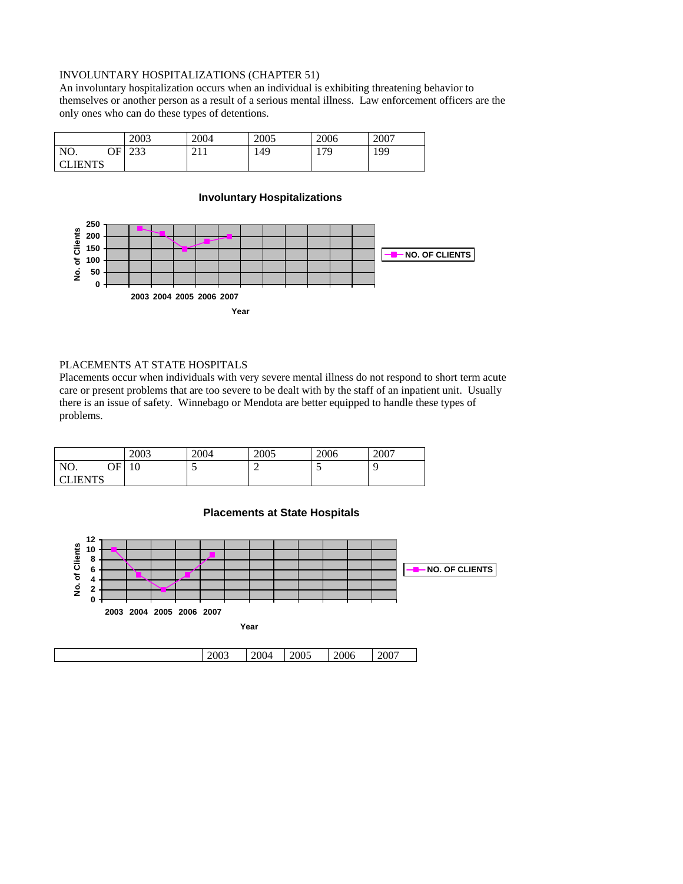INVOLUNTARY HOSPITALIZATIONS (CHAPTER 51)

An involuntary hospitalization occurs when an individual is exhibiting threatening behavior to themselves or another person as a result of a serious mental illness. Law enforcement officers are the only ones who can do these types of detentions.

| | 2003 | 2004 | 2005 | 2006 | 2007 |
|---|---|---|---|---|---|
| NO. OF CLIENTS | 233 | 211 | 149 | 179 | 199 |

**Involuntary Hospitalizations**

PLACEMENTS AT STATE HOSPITALS

Placements occur when individuals with very severe mental illness do not respond to short term acute care or present problems that are too severe to be dealt with by the staff of an inpatient unit. Usually there is an issue of safety. Winnebago or Mendota are better equipped to handle these types of problems.

| | 2003 | 2004 | 2005 | 2006 | 2007 |
|---|---|---|---|---|---|
| NO. OF CLIENTS | 10 | 5 | 2 | 5 | 9 |

**Placements at State Hospitals**

| | 2003 | 2004 | 2005 | 2006 | 2007 |
|---|---|---|---|---|---|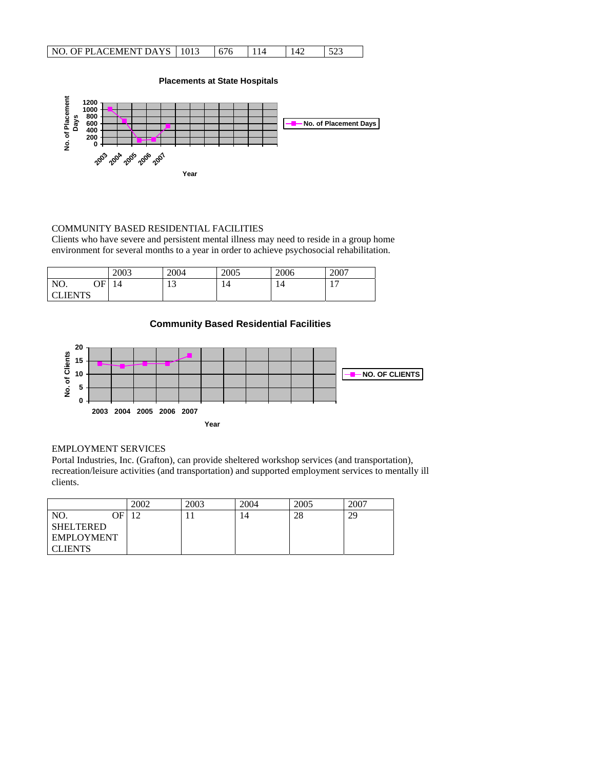| NO. OF PLACEMENT DAYS | 1013 | 676 | 114 | 142 | 523 |
|---|---|---|---|---|---|

**Placements at State Hospitals**

COMMUNITY BASED RESIDENTIAL FACILITIES

Clients who have severe and persistent mental illness may need to reside in a group home environment for several months to a year in order to achieve psychosocial rehabilitation.

| | 2003 | 2004 | 2005 | 2006 | 2007 |
|---|---|---|---|---|---|
| NO. OF CLIENTS | 14 | 13 | 14 | 14 | 17 |

**Community Based Residential Facilities**

EMPLOYMENT SERVICES

Portal Industries, Inc. (Grafton), can provide sheltered workshop services (and transportation), recreation/leisure activities (and transportation) and supported employment services to mentally ill clients.

| | 2002 | 2003 | 2004 | 2005 | 2007 |
|---|---|---|---|---|---|
| NO. OF SHELTERED EMPLOYMENT CLIENTS | 12 | 11 | 14 | 28 | 29 |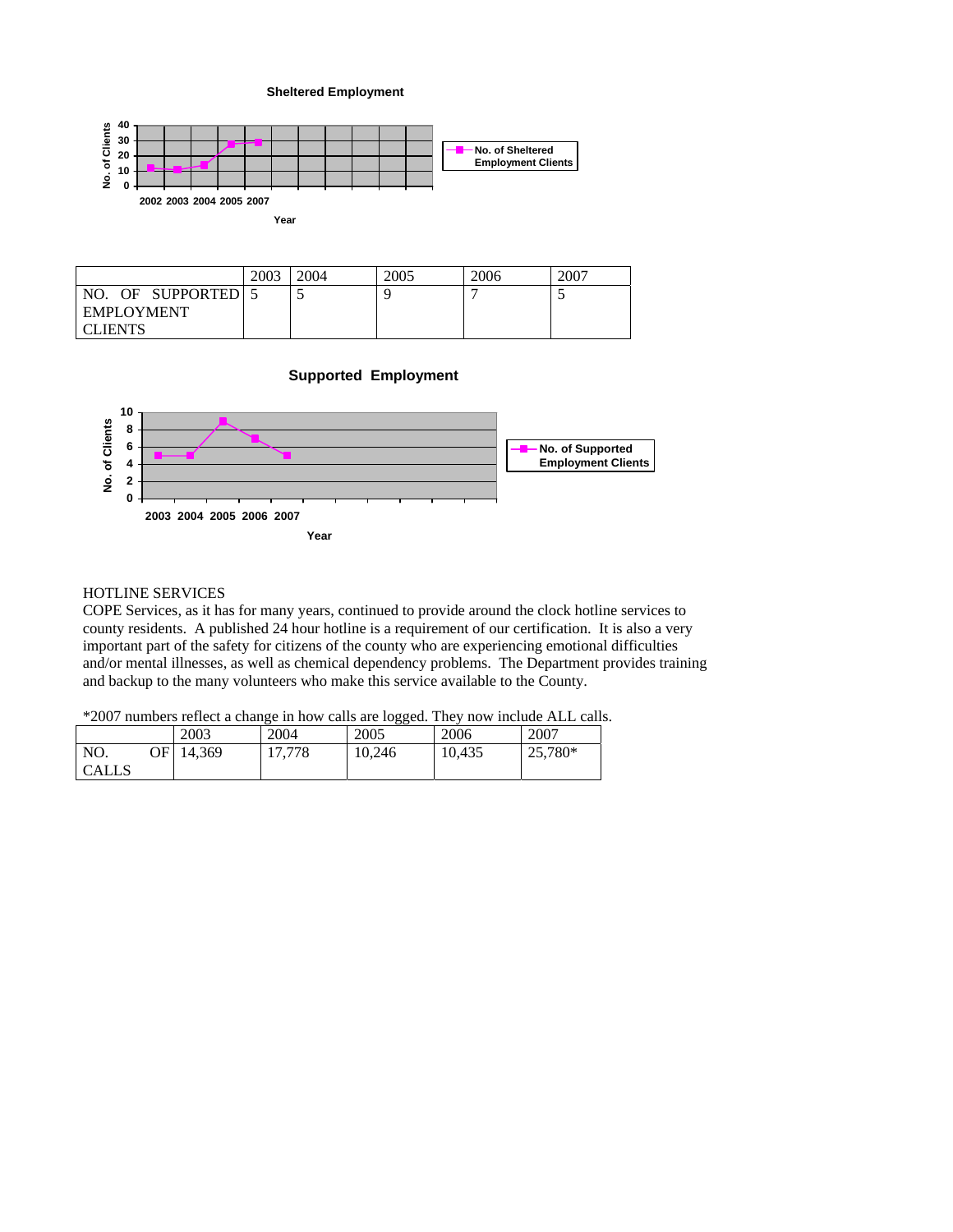**Sheltered Employment**

| | 2003 | 2004 | 2005 | 2006 | 2007 |
|---|---|---|---|---|---|
| NO. OF SUPPORTED EMPLOYMENT CLIENTS | 5 | 5 | 9 | 7 | 5 |

**Supported Employment**

HOTLINE SERVICES

COPE Services, as it has for many years, continued to provide around the clock hotline services to county residents. A published 24 hour hotline is a requirement of our certification. It is also a very important part of the safety for citizens of the county who are experiencing emotional difficulties and/or mental illnesses, as well as chemical dependency problems. The Department provides training and backup to the many volunteers who make this service available to the County.

*2007 numbers reflect a change in how calls are logged. They now include ALL calls.

| | 2003 | 2004 | 2005 | 2006 | 2007 |
|---|---|---|---|---|---|
| NO. OF CALLS | 14,369 | 17,778 | 10,246 | 10,435 | 25,780* |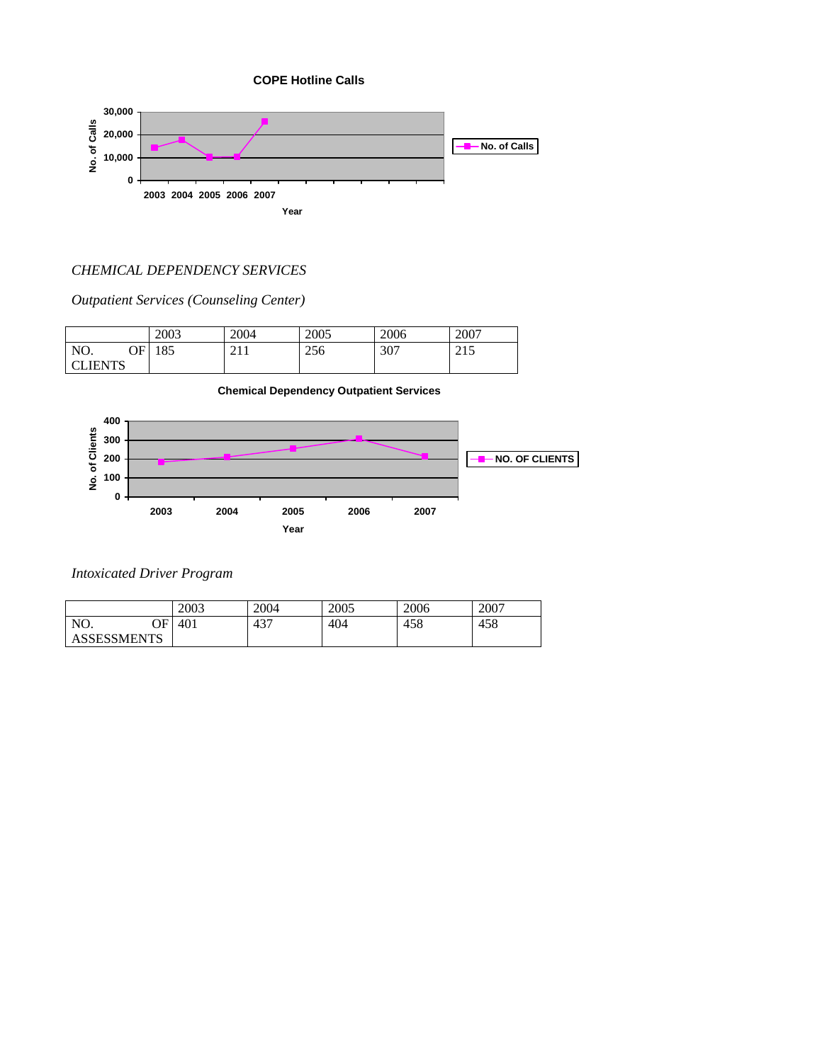**COPE Hotline Calls**

*CHEMICAL DEPENDENCY SERVICES*

*Outpatient Services (Counseling Center)*

| | 2003 | 2004 | 2005 | 2006 | 2007 |
|---|---|---|---|---|---|
| NO. OF CLIENTS | 185 | 211 | 256 | 307 | 215 |

**Chemical Dependency Outpatient Services**

*Intoxicated Driver Program*

| | 2003 | 2004 | 2005 | 2006 | 2007 |
|---|---|---|---|---|---|
| NO. OF ASSESSMENTS | 401 | 437 | 404 | 458 | 458 |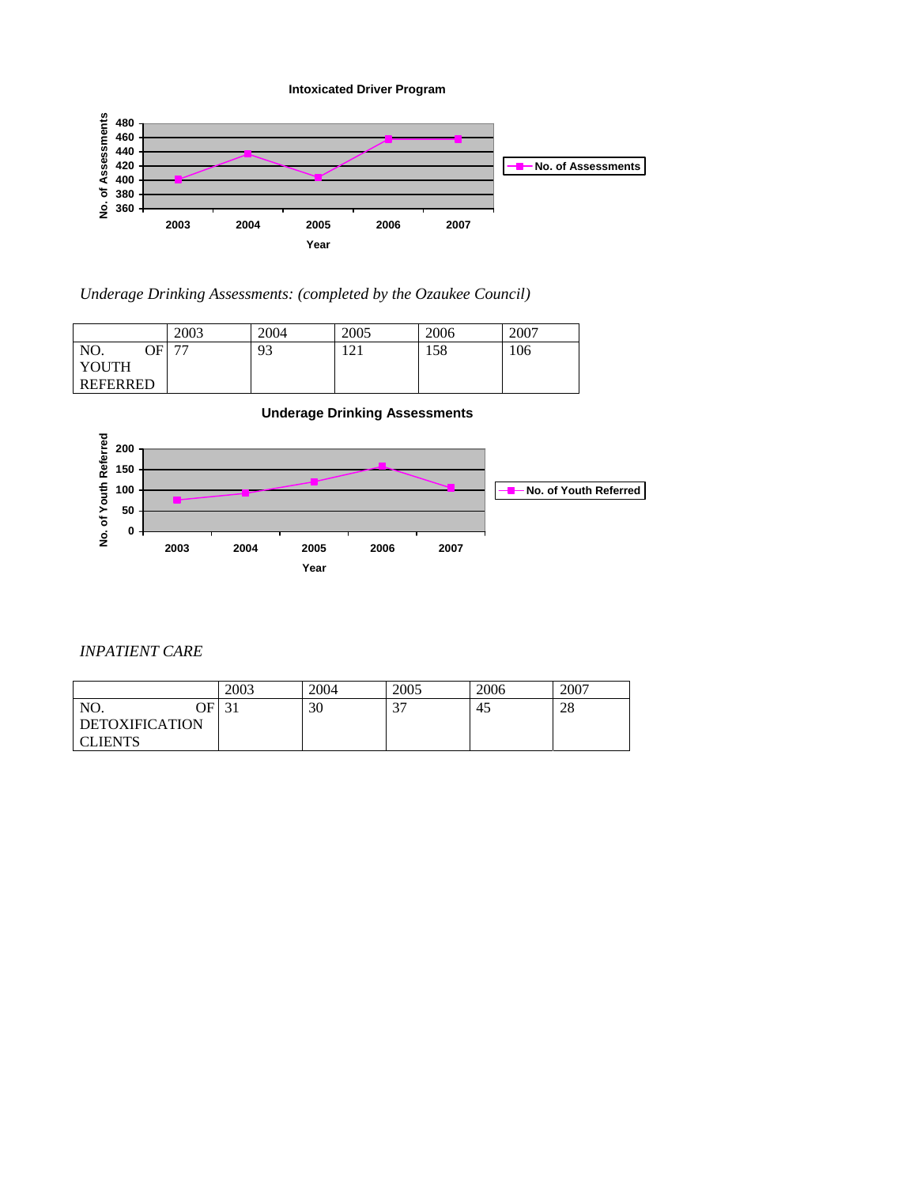Intoxicated Driver Program

*Underage Drinking Assessments: (completed by the Ozaukee Council)*

| | 2003 | 2004 | 2005 | 2006 | 2007 |
|---|---|---|---|---|---|
| NO. OF YOUTH REFERRED | 77 | 93 | 121 | 158 | 106 |

Underage Drinking Assessments

*INPATIENT CARE*

| | 2003 | 2004 | 2005 | 2006 | 2007 |
|---|---|---|---|---|---|
| NO. OF DETOXIFICATION CLIENTS | 31 | 30 | 37 | 45 | 28 |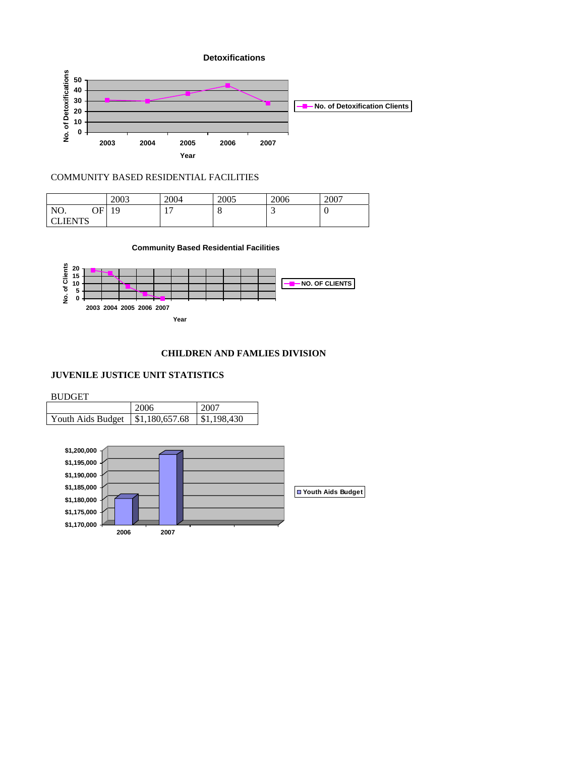**Detoxifications**

COMMUNITY BASED RESIDENTIAL FACILITIES

| | 2003 | 2004 | 2005 | 2006 | 2007 |
|---|---|---|---|---|---|
| NO. OF CLIENTS | 19 | 17 | 8 | 3 | 0 |

**Community Based Residential Facilities**

**CHILDREN AND FAMLIES DIVISION**

**JUVENILE JUSTICE UNIT STATISTICS**

BUDGET

| | 2006 | 2007 |
|---|---|---|
| Youth Aids Budget | $1,180,657.68 | $1,198,430 |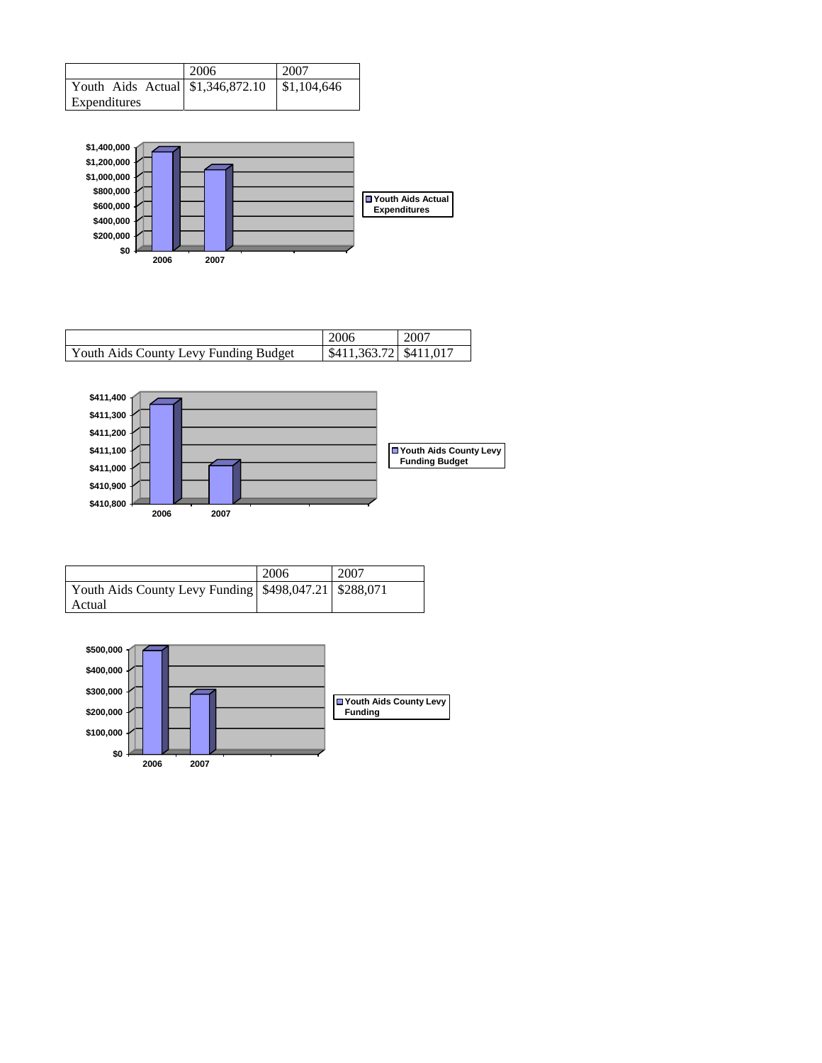| | 2006 | 2007 |
|---|---|---|
| Youth Aids Actual Expenditures | $1,346,872.10 | $1,104,646 |

| | 2006 | 2007 |
|---|---|---|
| Youth Aids County Levy Funding Budget | $411,363.72 | $411,017 |

| | 2006 | 2007 |
|---|---|---|
| Youth Aids County Levy Funding Actual | $498,047.21 | $288,071 |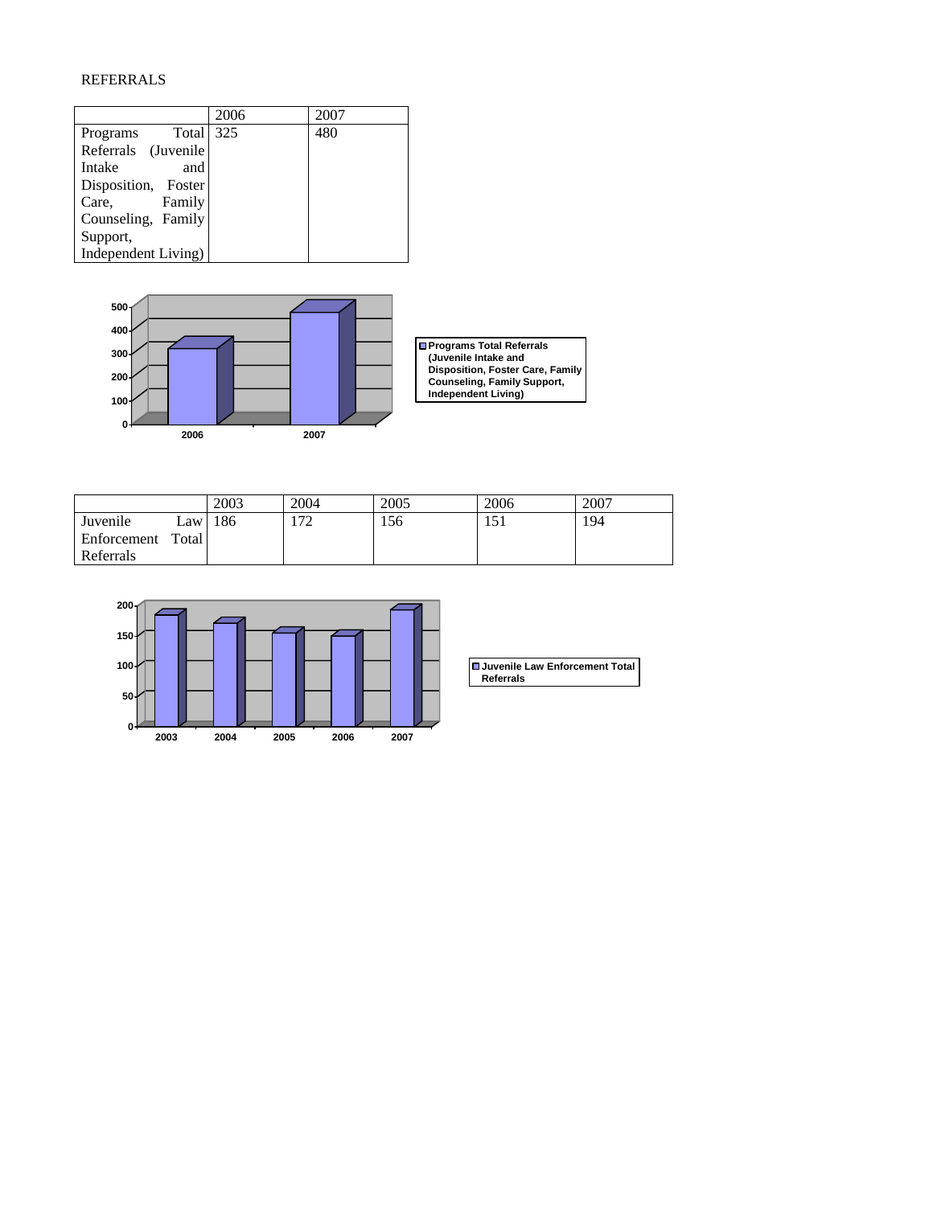REFERRALS

| | 2006 | 2007 |
|---|---|---|
| Programs Total Referrals (Juvenile Intake and Disposition, Foster Care, Family Counseling, Family Support, Independent Living) | 325 | 480 |

| | 2003 | 2004 | 2005 | 2006 | 2007 |
|---|---|---|---|---|---|
| Juvenile Law Enforcement Total Referrals | 186 | 172 | 156 | 151 | 194 |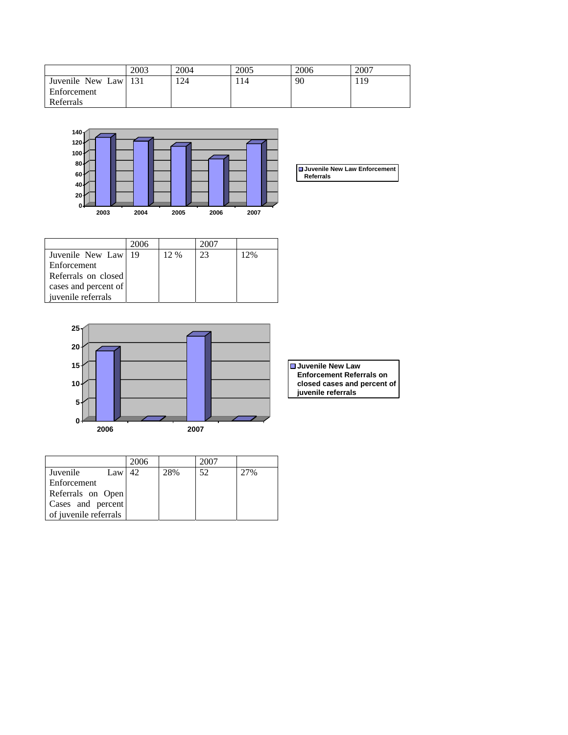| | 2003 | 2004 | 2005 | 2006 | 2007 |
|---|---|---|---|---|---|
| Juvenile New Law Enforcement Referrals | 131 | 124 | 114 | 90 | 119 |

| | 2006 | | 2007 | |
|---|---|---|---|---|
| Juvenile New Law Enforcement Referrals on closed cases and percent of juvenile referrals | 19 | 12 % | 23 | 12% |

| | 2006 | | 2007 | |
|---|---|---|---|---|
| Juvenile Law Enforcement Referrals on Open Cases and percent of juvenile referrals | 42 | 28% | 52 | 27% |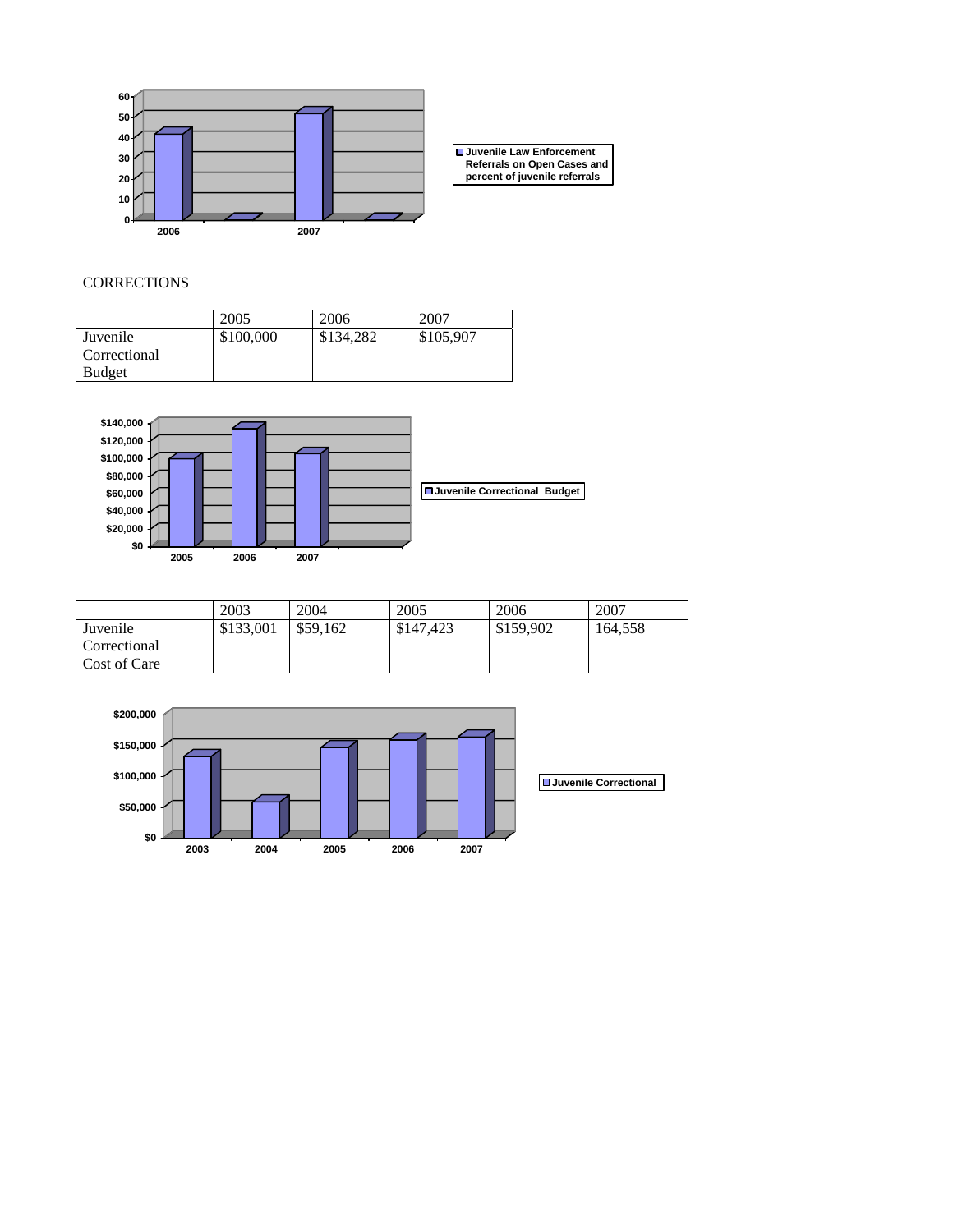CORRECTIONS

| | 2005 | 2006 | 2007 |
|---|---|---|---|
| Juvenile Correctional Budget | $100,000 | $134,282 | $105,907 |

| | 2003 | 2004 | 2005 | 2006 | 2007 |
|---|---|---|---|---|---|
| Juvenile Correctional Cost of Care | $133,001 | $59,162 | $147,423 | $159,902 | 164,558 |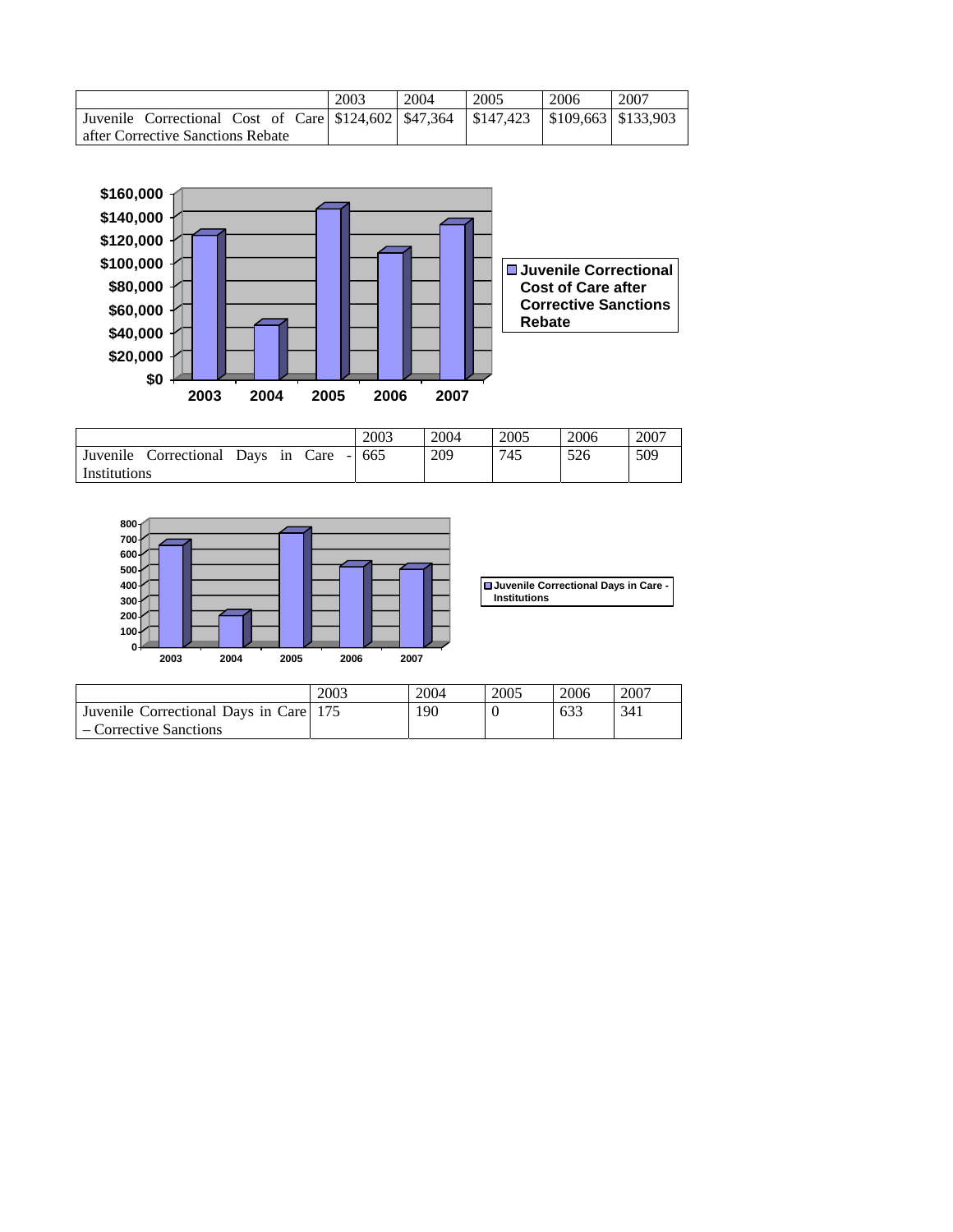| | 2003 | 2004 | 2005 | 2006 | 2007 |
|---|---|---|---|---|---|
| Juvenile Correctional Cost of Care after Corrective Sanctions Rebate | $124,602 | $47,364 | $147,423 | $109,663 | $133,903 |

| | 2003 | 2004 | 2005 | 2006 | 2007 |
|---|---|---|---|---|---|
| Juvenile Correctional Days in Care - Institutions | 665 | 209 | 745 | 526 | 509 |

| | 2003 | 2004 | 2005 | 2006 | 2007 |
|---|---|---|---|---|---|
| Juvenile Correctional Days in Care – Corrective Sanctions | 175 | 190 | 0 | 633 | 341 |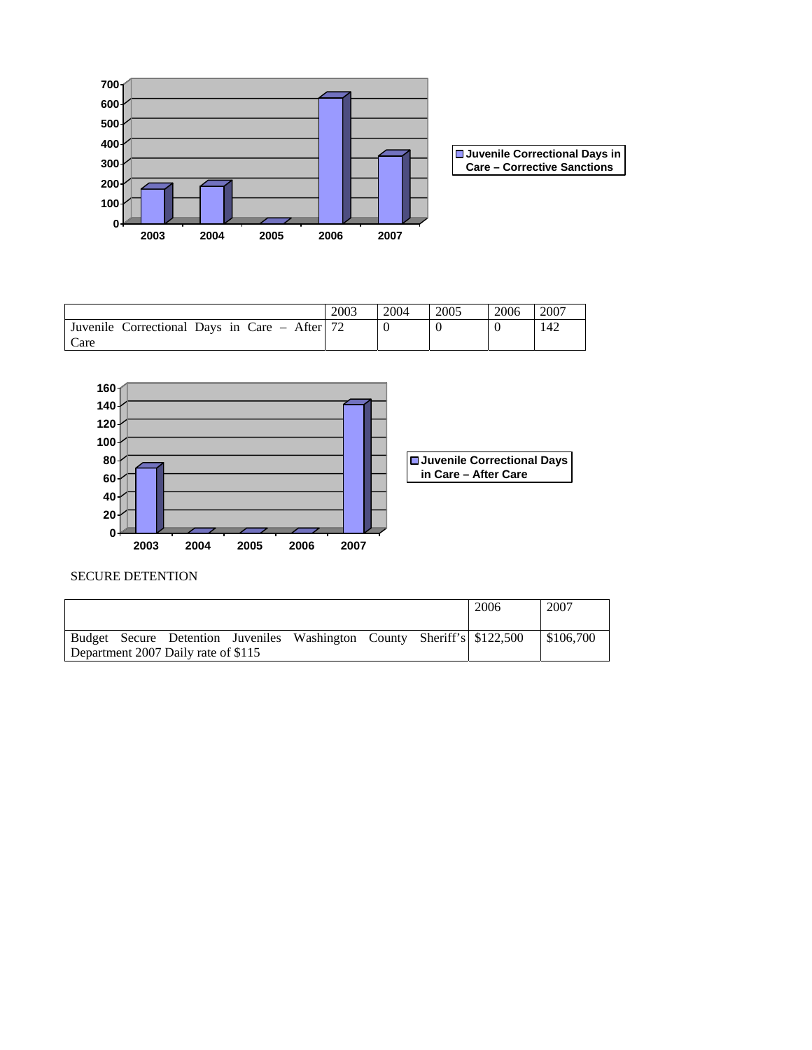| | 2003 | 2004 | 2005 | 2006 | 2007 |
|---|---|---|---|---|---|
| Juvenile Correctional Days in Care – After Care | 72 | 0 | 0 | 0 | 142 |

SECURE DETENTION

| | 2006 | 2007 |
|---|---|---|
| Budget Secure Detention Juveniles Washington County Sheriff's Department 2007 Daily rate of $115 | $122,500 | $106,700 |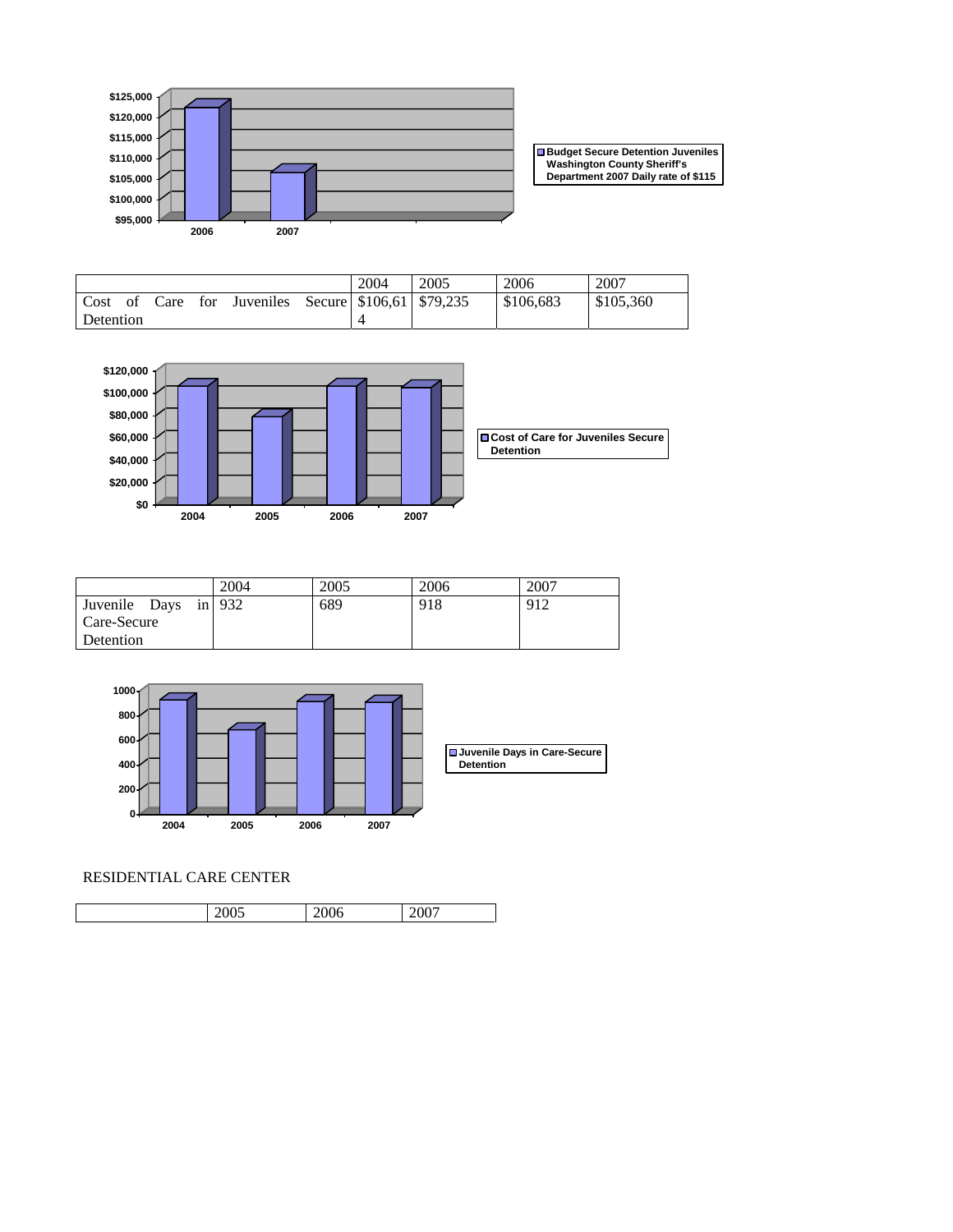| | 2004 | 2005 | 2006 | 2007 |
|---|---|---|---|---|
| Cost of Care for Juveniles Secure Detention | $106,614 | $79,235 | $106,683 | $105,360 |

| | 2004 | 2005 | 2006 | 2007 |
|---|---|---|---|---|
| Juvenile Days in Care-Secure Detention | 932 | 689 | 918 | 912 |

RESIDENTIAL CARE CENTER

| | 2005 | 2006 | 2007 |
|---|---|---|---|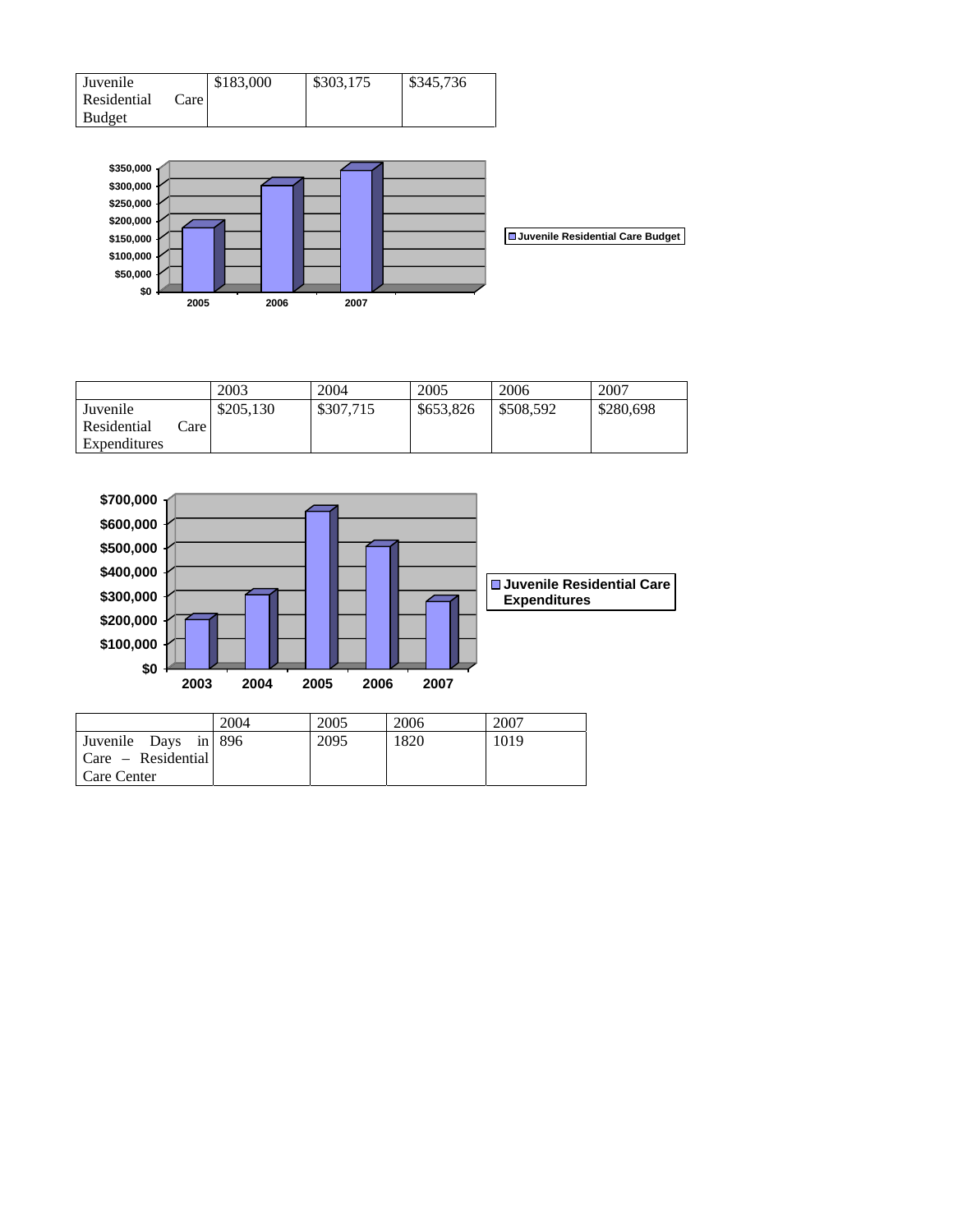| Juvenile Residential Care Budget | $183,000 | $303,175 | $345,736 |
|---|---|---|---|

| | 2003 | 2004 | 2005 | 2006 | 2007 |
|---|---|---|---|---|---|
| Juvenile Residential Care Expenditures | $205,130 | $307,715 | $653,826 | $508,592 | $280,698 |

| | 2004 | 2005 | 2006 | 2007 |
|---|---|---|---|---|
| Juvenile Days in Care – Residential Care Center | 896 | 2095 | 1820 | 1019 |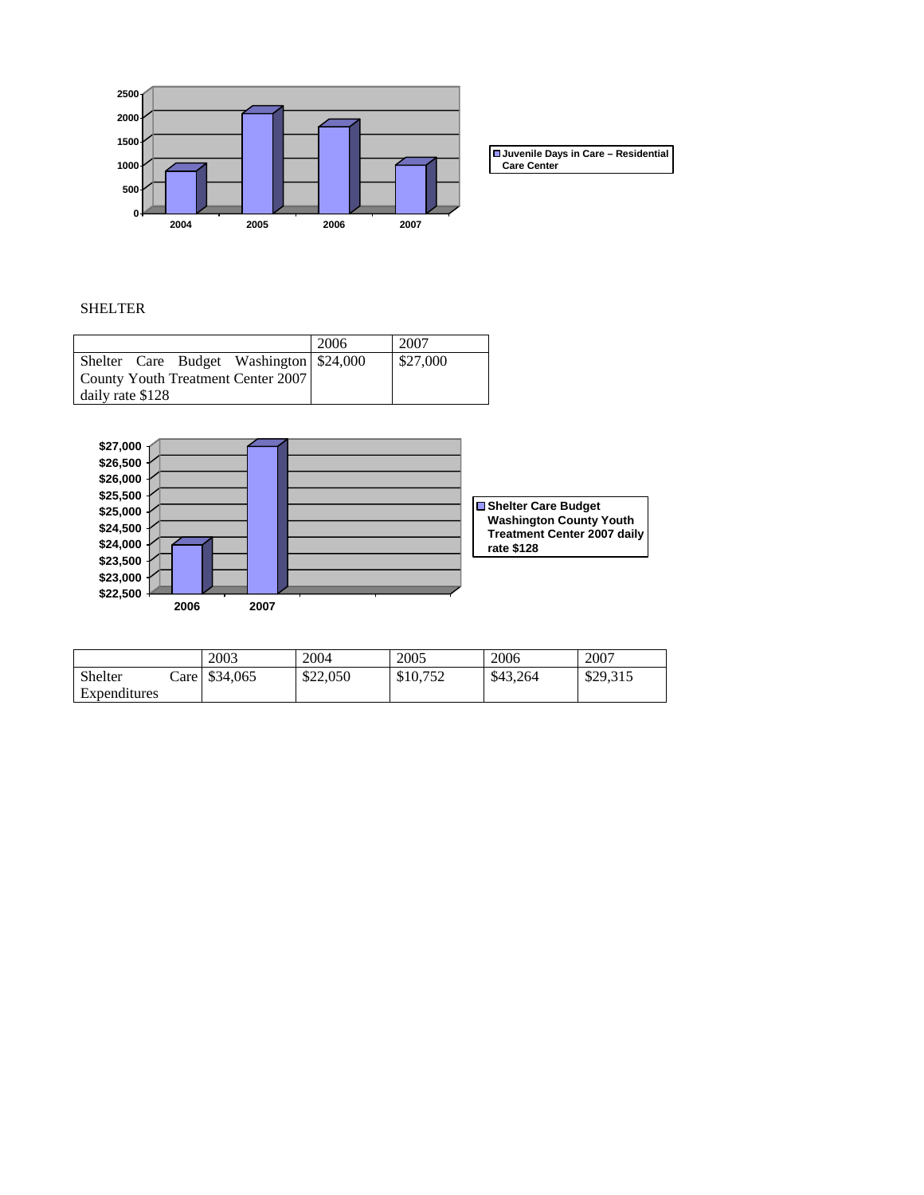SHELTER

| | 2006 | 2007 |
|---|---|---|
| Shelter Care Budget Washington County Youth Treatment Center 2007 daily rate $128 | $24,000 | $27,000 |

| | 2003 | 2004 | 2005 | 2006 | 2007 |
|---|---|---|---|---|---|
| Shelter Care Expenditures | $34,065 | $22,050 | $10,752 | $43,264 | $29,315 |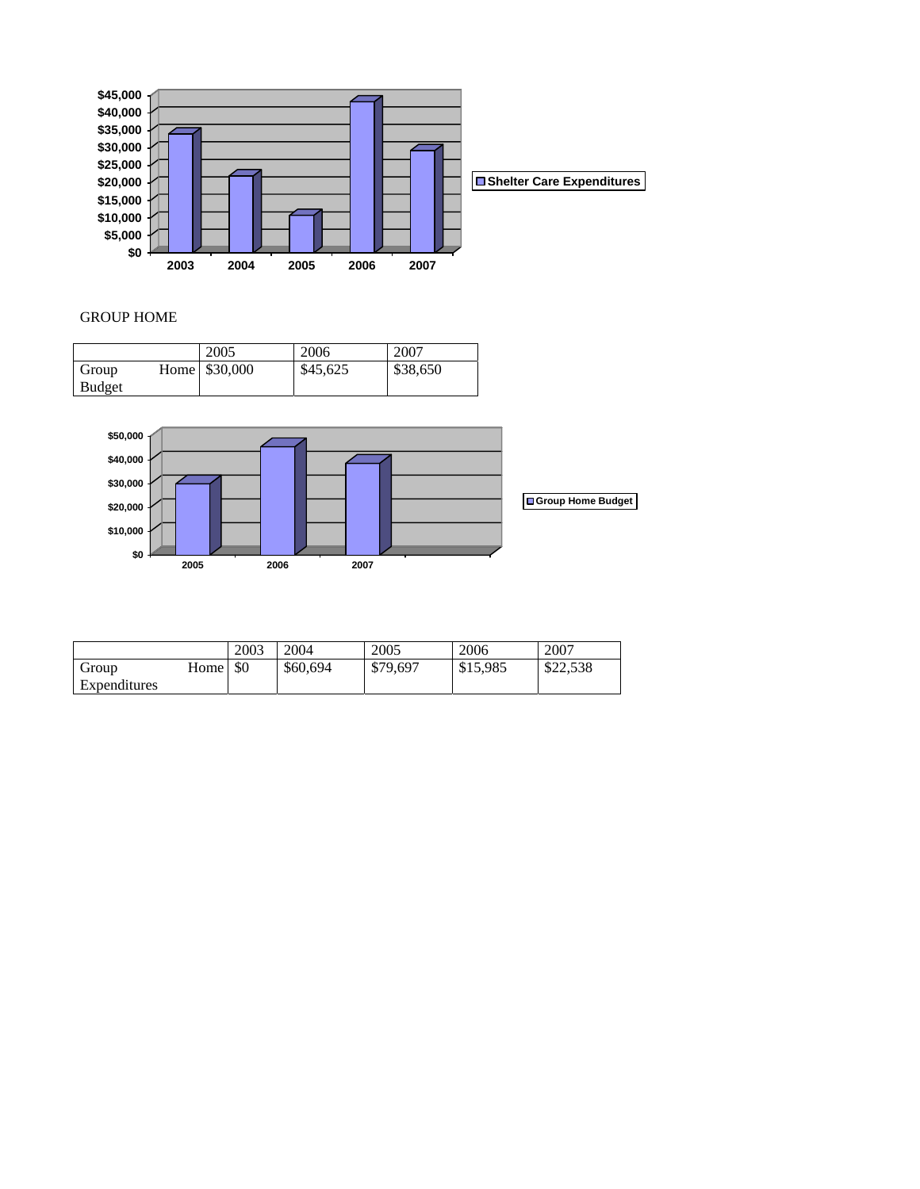GROUP HOME

| | 2005 | 2006 | 2007 |
|---|---|---|---|
| Group Home Budget | $30,000 | $45,625 | $38,650 |

| | 2003 | 2004 | 2005 | 2006 | 2007 |
|---|---|---|---|---|---|
| Group Home Expenditures | $0 | $60,694 | $79,697 | $15,985 | $22,538 |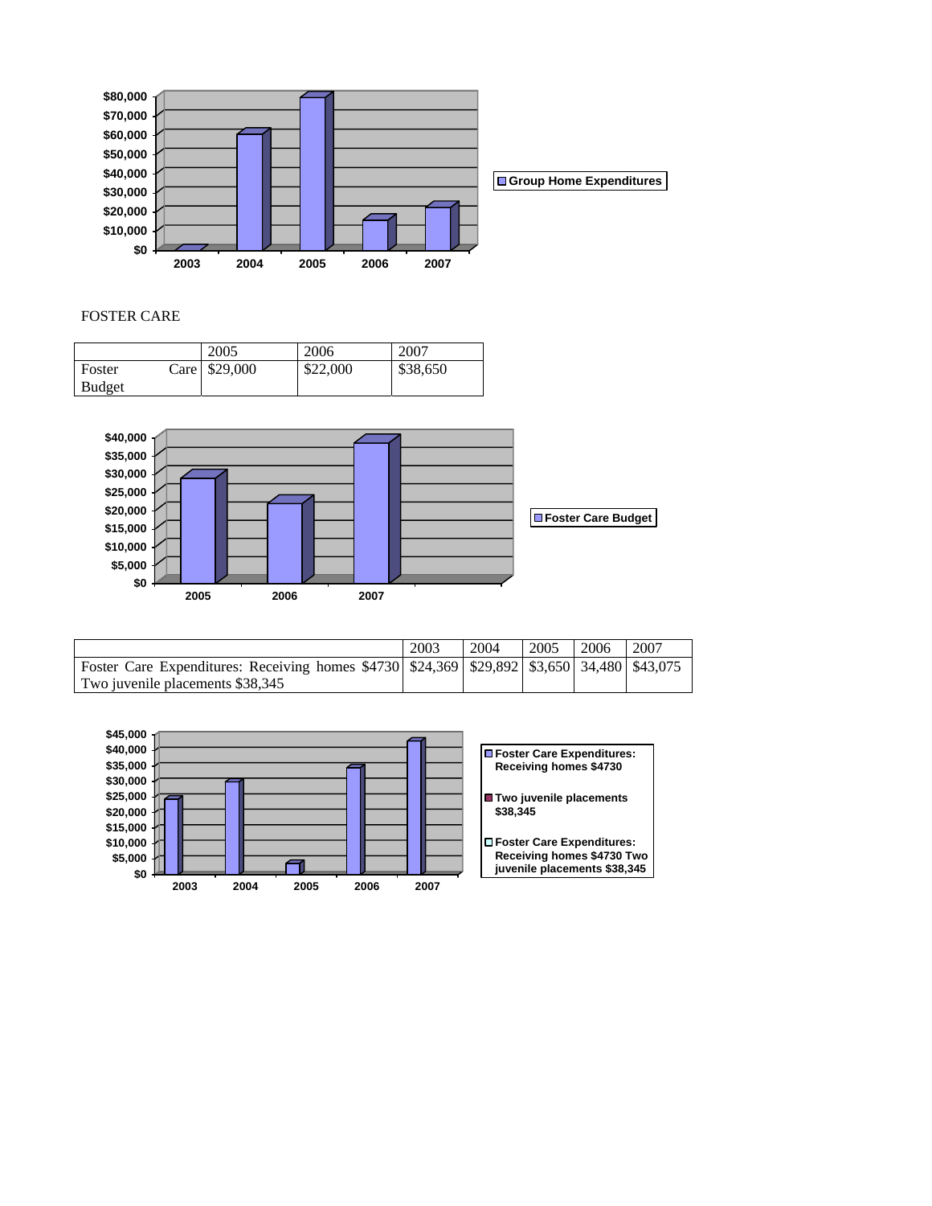FOSTER CARE

| | 2005 | 2006 | 2007 |
|---|---|---|---|
| Foster Care Budget | $29,000 | $22,000 | $38,650 |

| | 2003 | 2004 | 2005 | 2006 | 2007 |
|---|---|---|---|---|---|
| Foster Care Expenditures: Receiving homes $4730 Two juvenile placements $38,345 | $24,369 | $29,892 | $3,650 | 34,480 | $43,075 |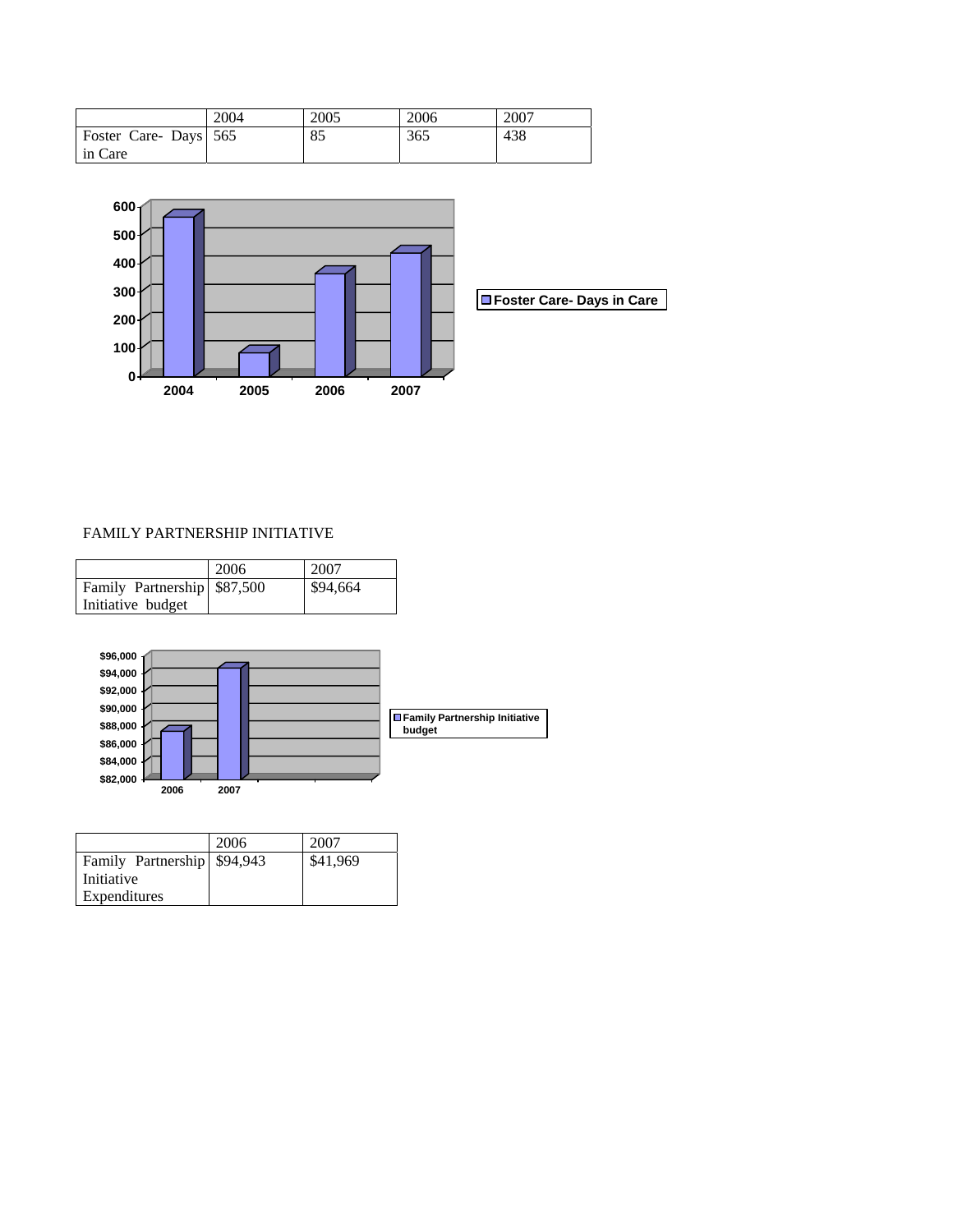| | 2004 | 2005 | 2006 | 2007 |
|---|---|---|---|---|
| Foster Care- Days in Care | 565 | 85 | 365 | 438 |

FAMILY PARTNERSHIP INITIATIVE

| | 2006 | 2007 |
|---|---|---|
| Family Partnership Initiative budget | $87,500 | $94,664 |

| | 2006 | 2007 |
|---|---|---|
| Family Partnership Initiative Expenditures | $94,943 | $41,969 |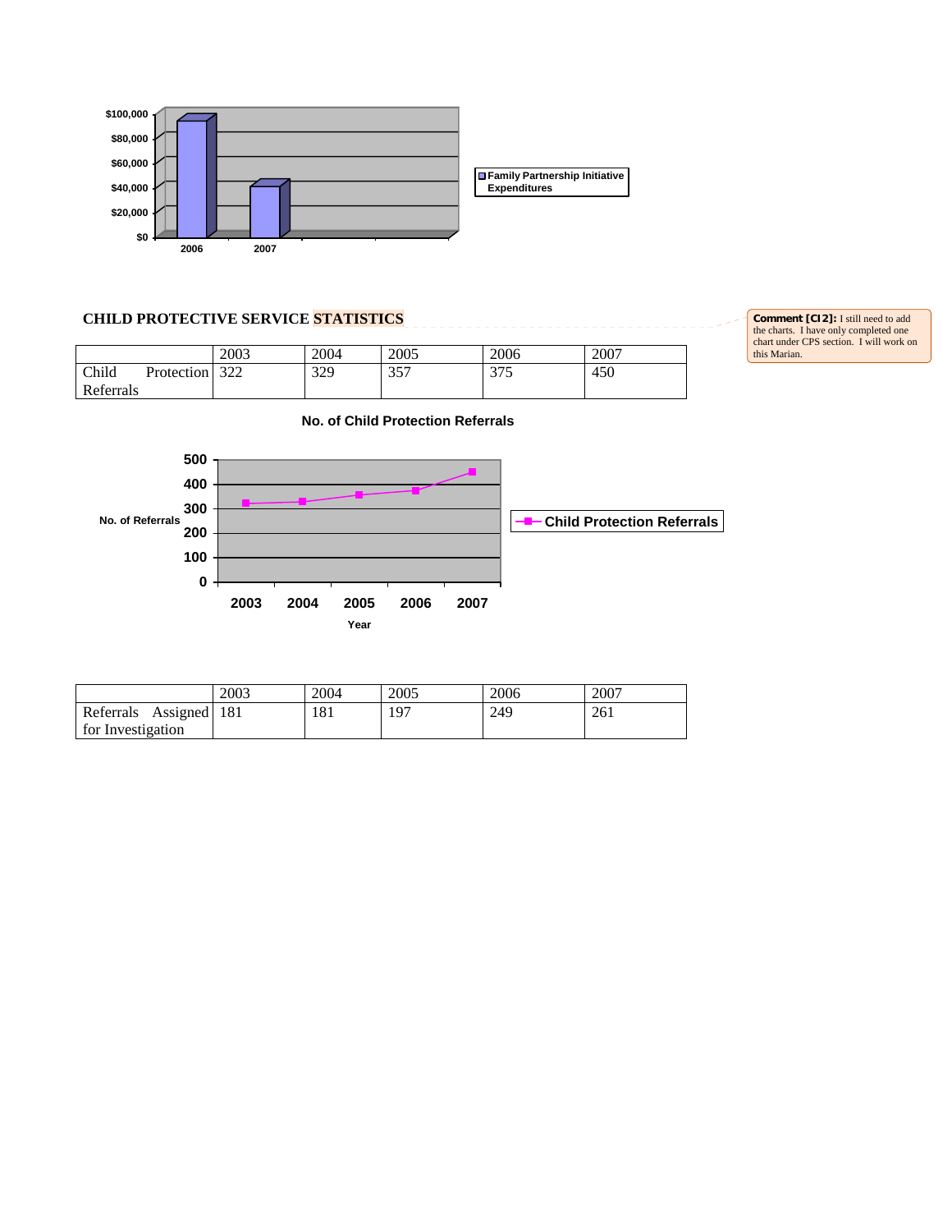$100,000
$80,000
$60,000
$40,000
$20,000
$0

2006 2007

Family Partnership Initiative Expenditures

## CHILD PROTECTIVE SERVICE STATISTICS

Comment [CI2]: I still need to add the charts. I have only completed one chart under CPS section. I will work on this Marian.

| | 2003 | 2004 | 2005 | 2006 | 2007 |
|---|---|---|---|---|---|
| Child Protection Referrals | 322 | 329 | 357 | 375 | 450 |

**No. of Child Protection Referrals**

No. of Referrals

500
400
300
200
100
0

2003 2004 2005 2006 2007

Year

Child Protection Referrals

| | 2003 | 2004 | 2005 | 2006 | 2007 |
|---|---|---|---|---|---|
| Referrals Assigned for Investigation | 181 | 181 | 197 | 249 | 261 |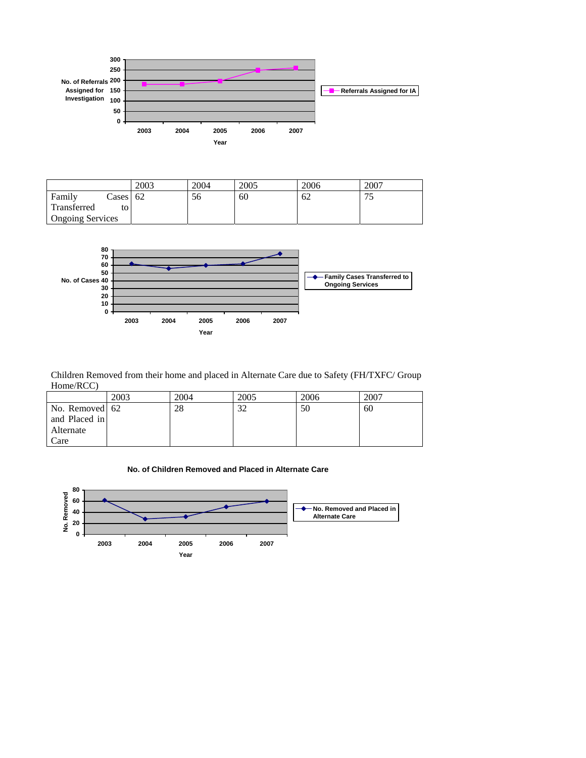| | 2003 | 2004 | 2005 | 2006 | 2007 |
|---|---|---|---|---|---|
| Family Cases Transferred to Ongoing Services | 62 | 56 | 60 | 62 | 75 |

Children Removed from their home and placed in Alternate Care due to Safety (FH/TXFC/ Group Home/RCC)

| | 2003 | 2004 | 2005 | 2006 | 2007 |
|---|---|---|---|---|---|
| No. Removed and Placed in Alternate Care | 62 | 28 | 32 | 50 | 60 |

**No. of Children Removed and Placed in Alternate Care**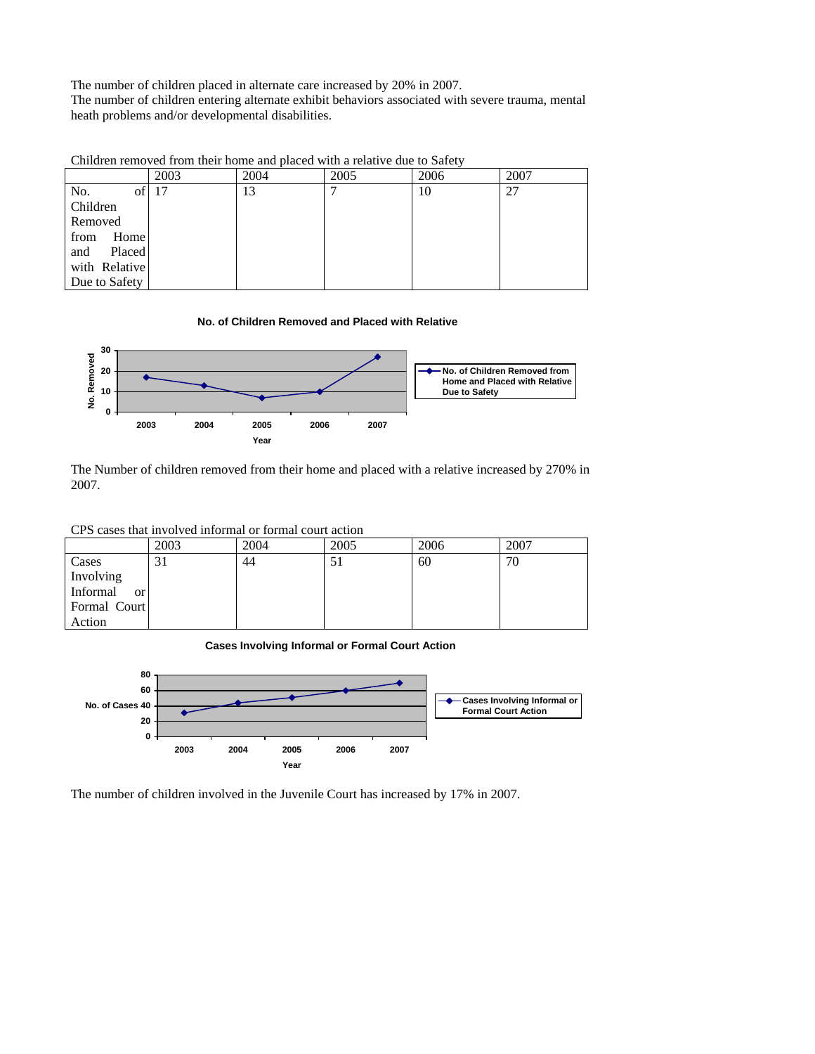The number of children placed in alternate care increased by 20% in 2007.
The number of children entering alternate exhibit behaviors associated with severe trauma, mental heath problems and/or developmental disabilities.

Children removed from their home and placed with a relative due to Safety

| | 2003 | 2004 | 2005 | 2006 | 2007 |
|---|---|---|---|---|---|
| No. of Children Removed from Home and Placed with Relative Due to Safety | 17 | 13 | 7 | 10 | 27 |

The Number of children removed from their home and placed with a relative increased by 270% in 2007.

CPS cases that involved informal or formal court action

| | 2003 | 2004 | 2005 | 2006 | 2007 |
|---|---|---|---|---|---|
| Cases Involving Informal or Formal Court Action | 31 | 44 | 51 | 60 | 70 |

The number of children involved in the Juvenile Court has increased by 17% in 2007.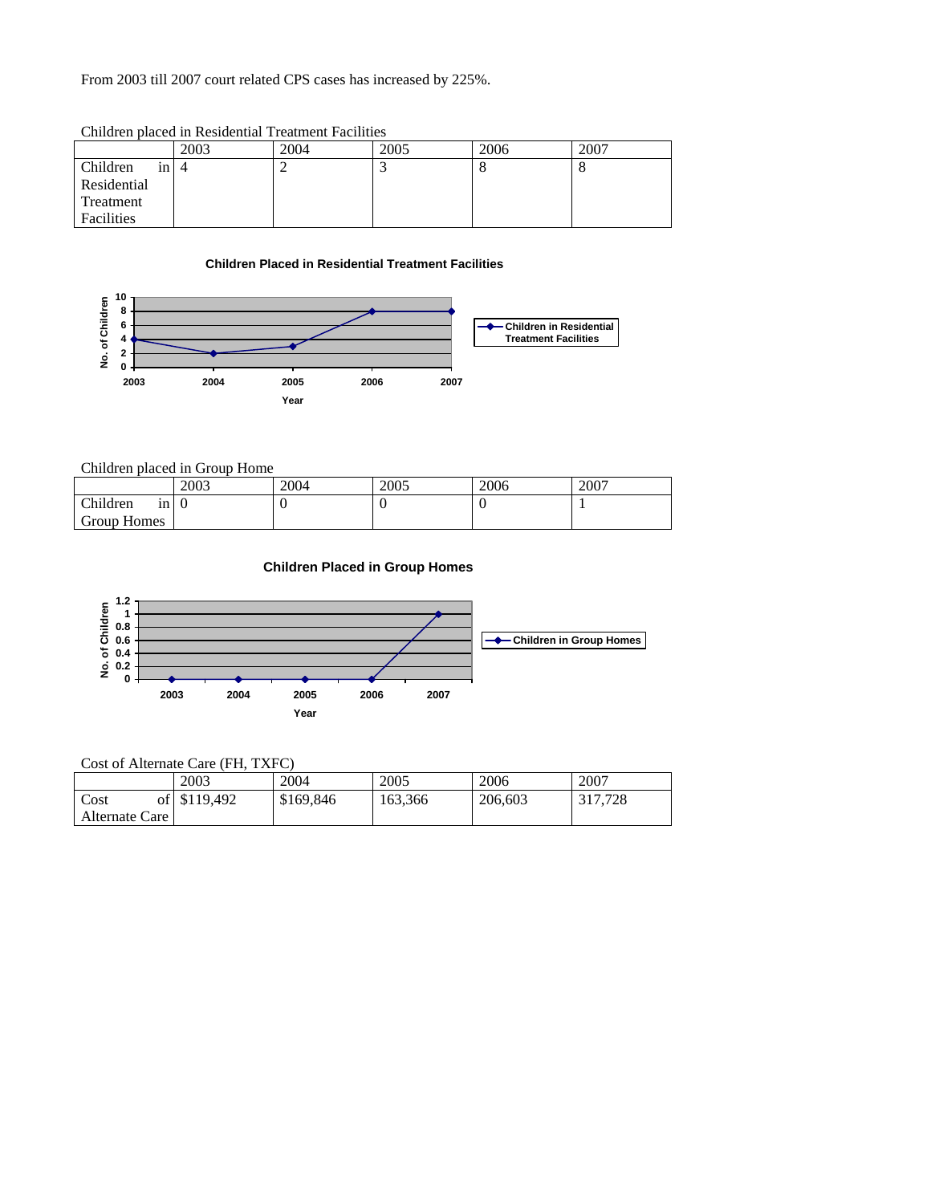From 2003 till 2007 court related CPS cases has increased by 225%.

Children placed in Residential Treatment Facilities

| | 2003 | 2004 | 2005 | 2006 | 2007 |
|---|---|---|---|---|---|
| Children in Residential Treatment Facilities | 4 | 2 | 3 | 8 | 8 |

**Children Placed in Residential Treatment Facilities**

Children placed in Group Home

| | 2003 | 2004 | 2005 | 2006 | 2007 |
|---|---|---|---|---|---|
| Children in Group Homes | 0 | 0 | 0 | 0 | 1 |

**Children Placed in Group Homes**

Cost of Alternate Care (FH, TXFC)

| | 2003 | 2004 | 2005 | 2006 | 2007 |
|---|---|---|---|---|---|
| Cost of Alternate Care | $119,492 | $169,846 | 163,366 | 206,603 | 317,728 |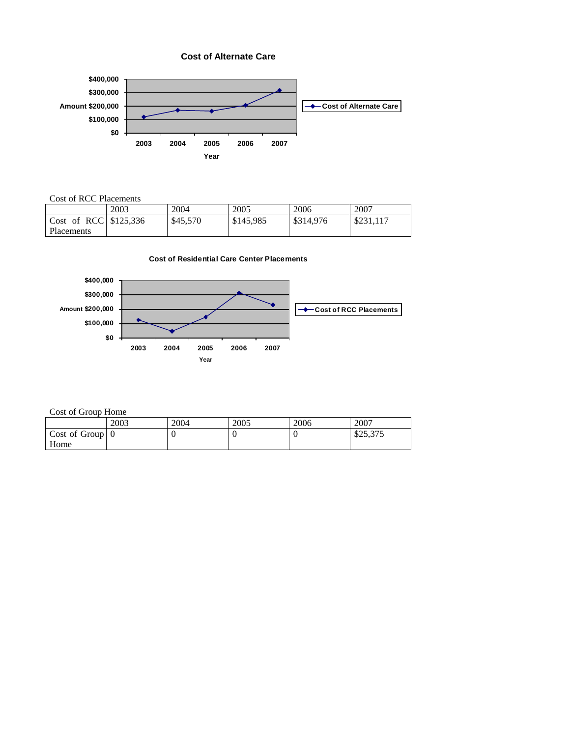**Cost of Alternate Care**

Cost of RCC Placements

| | 2003 | 2004 | 2005 | 2006 | 2007 |
|---|---|---|---|---|---|
| Cost of RCC Placements | $125,336 | $45,570 | $145,985 | $314,976 | $231,117 |

**Cost of Residential Care Center Placements**

Cost of Group Home

| | 2003 | 2004 | 2005 | 2006 | 2007 |
|---|---|---|---|---|---|
| Cost of Group Home | 0 | 0 | 0 | 0 | $25,375 |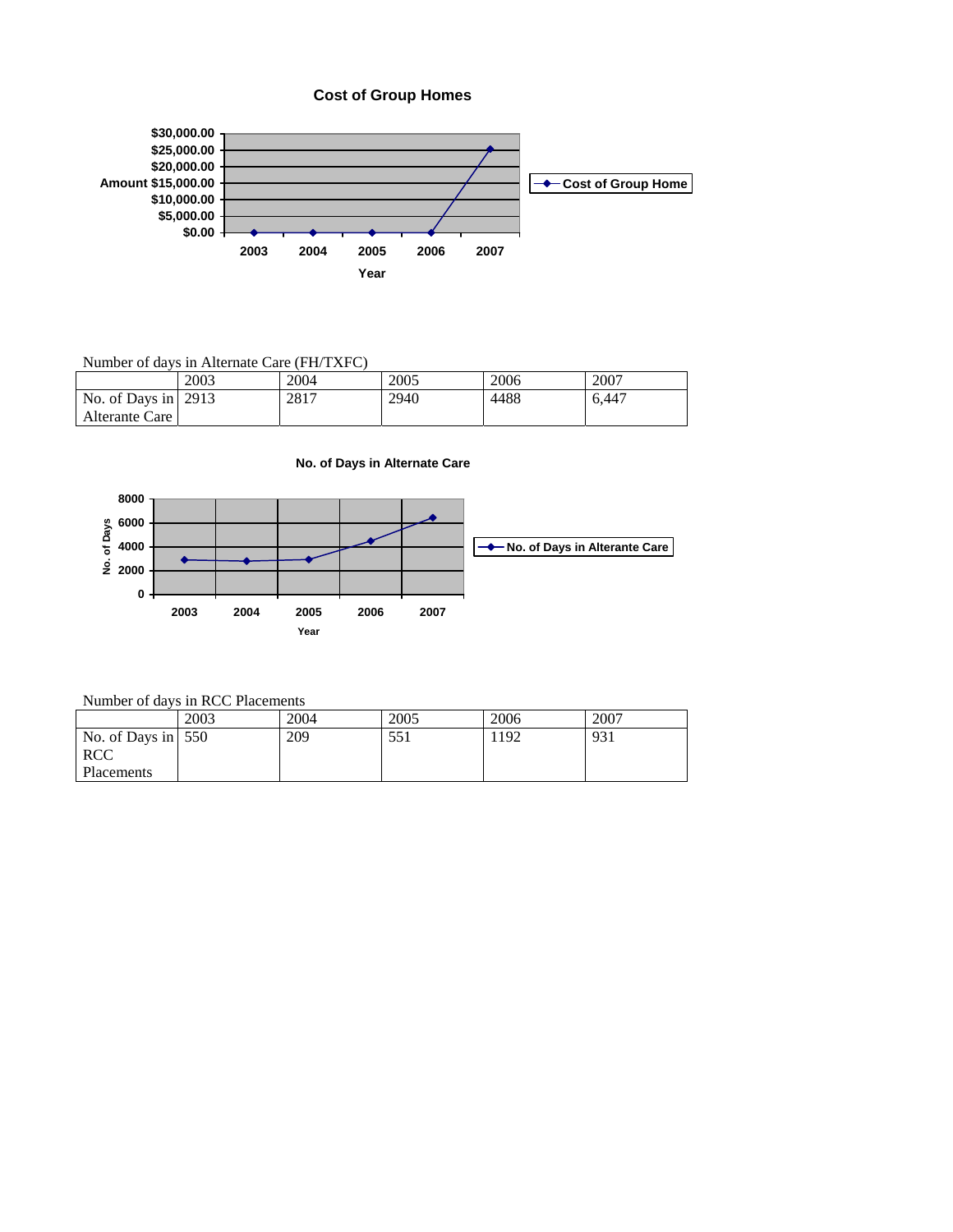**Cost of Group Homes**

Number of days in Alternate Care (FH/TXFC)

| | 2003 | 2004 | 2005 | 2006 | 2007 |
|---|---|---|---|---|---|
| No. of Days in Alterante Care | 2913 | 2817 | 2940 | 4488 | 6,447 |

**No. of Days in Alternate Care**

Number of days in RCC Placements

| | 2003 | 2004 | 2005 | 2006 | 2007 |
|---|---|---|---|---|---|
| No. of Days in RCC Placements | 550 | 209 | 551 | 1192 | 931 |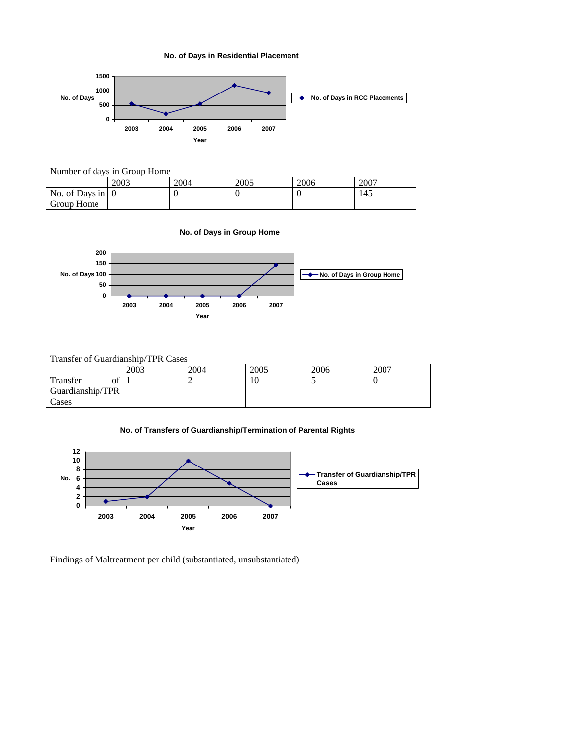**No. of Days in Residential Placement**

Number of days in Group Home

| | 2003 | 2004 | 2005 | 2006 | 2007 |
|---|---|---|---|---|---|
| No. of Days in Group Home | 0 | 0 | 0 | 0 | 145 |

**No. of Days in Group Home**

Transfer of Guardianship/TPR Cases

| | 2003 | 2004 | 2005 | 2006 | 2007 |
|---|---|---|---|---|---|
| Transfer of Guardianship/TPR Cases | 1 | 2 | 10 | 5 | 0 |

**No. of Transfers of Guardianship/Termination of Parental Rights**

Findings of Maltreatment per child (substantiated, unsubstantiated)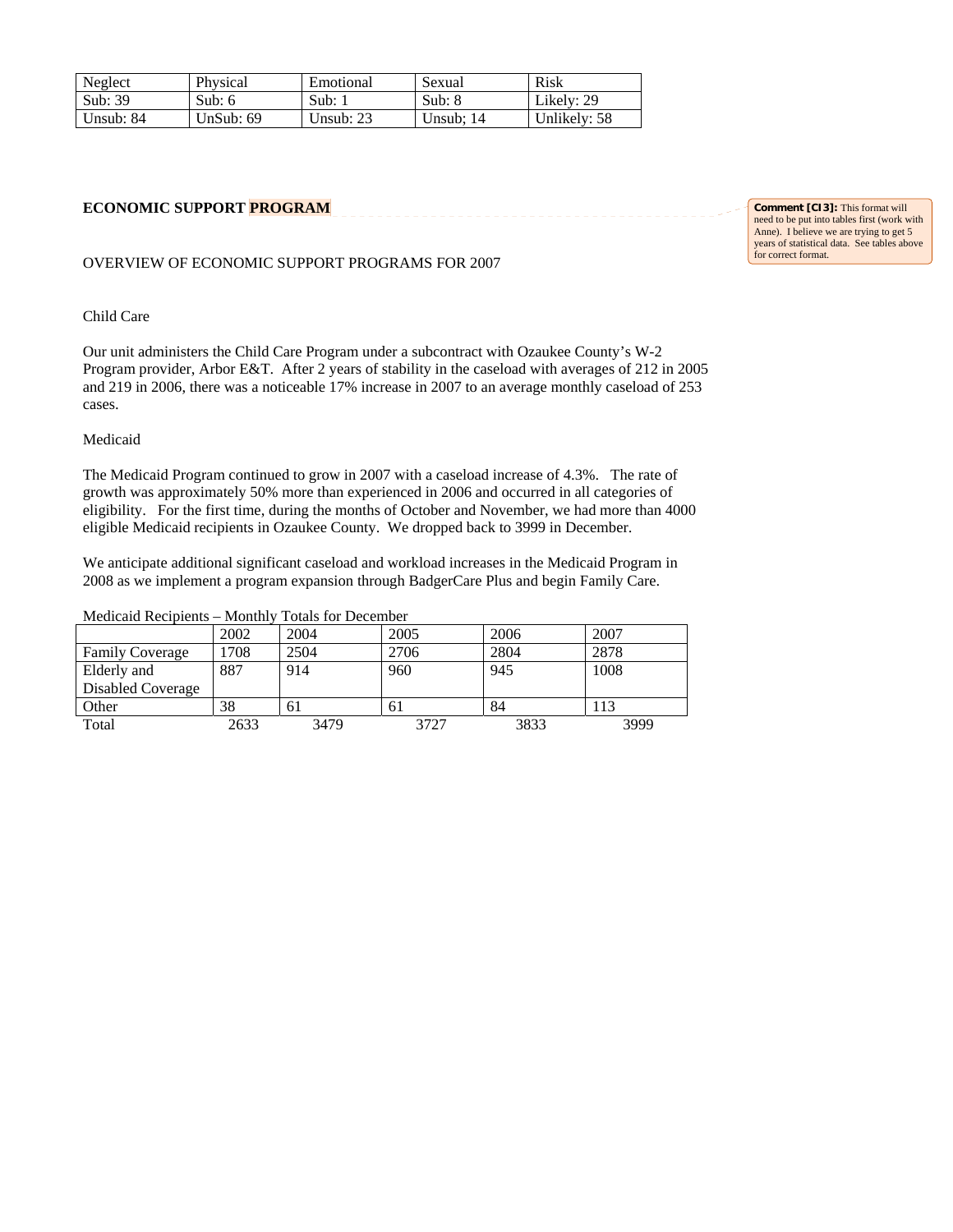| Neglect | Physical | Emotional | Sexual | Risk |
|---|---|---|---|---|
| Sub: 39 | Sub: 6 | Sub: 1 | Sub: 8 | Likely: 29 |
| Unsub: 84 | UnSub: 69 | Unsub: 23 | Unsub; 14 | Unlikely: 58 |

## ECONOMIC SUPPORT PROGRAM

Comment [CI3]: This format will need to be put into tables first (work with Anne). I believe we are trying to get 5 years of statistical data. See tables above for correct format.

OVERVIEW OF ECONOMIC SUPPORT PROGRAMS FOR 2007

Child Care

Our unit administers the Child Care Program under a subcontract with Ozaukee County's W-2 Program provider, Arbor E&T. After 2 years of stability in the caseload with averages of 212 in 2005 and 219 in 2006, there was a noticeable 17% increase in 2007 to an average monthly caseload of 253 cases.

Medicaid

The Medicaid Program continued to grow in 2007 with a caseload increase of 4.3%. The rate of growth was approximately 50% more than experienced in 2006 and occurred in all categories of eligibility. For the first time, during the months of October and November, we had more than 4000 eligible Medicaid recipients in Ozaukee County. We dropped back to 3999 in December.

We anticipate additional significant caseload and workload increases in the Medicaid Program in 2008 as we implement a program expansion through BadgerCare Plus and begin Family Care.

Medicaid Recipients – Monthly Totals for December

| | 2002 | 2004 | 2005 | 2006 | 2007 |
|---|---|---|---|---|---|
| Family Coverage | 1708 | 2504 | 2706 | 2804 | 2878 |
| Elderly and Disabled Coverage | 887 | 914 | 960 | 945 | 1008 |
| Other | 38 | 61 | 61 | 84 | 113 |
| Total | 2633 | 3479 | 3727 | 3833 | 3999 |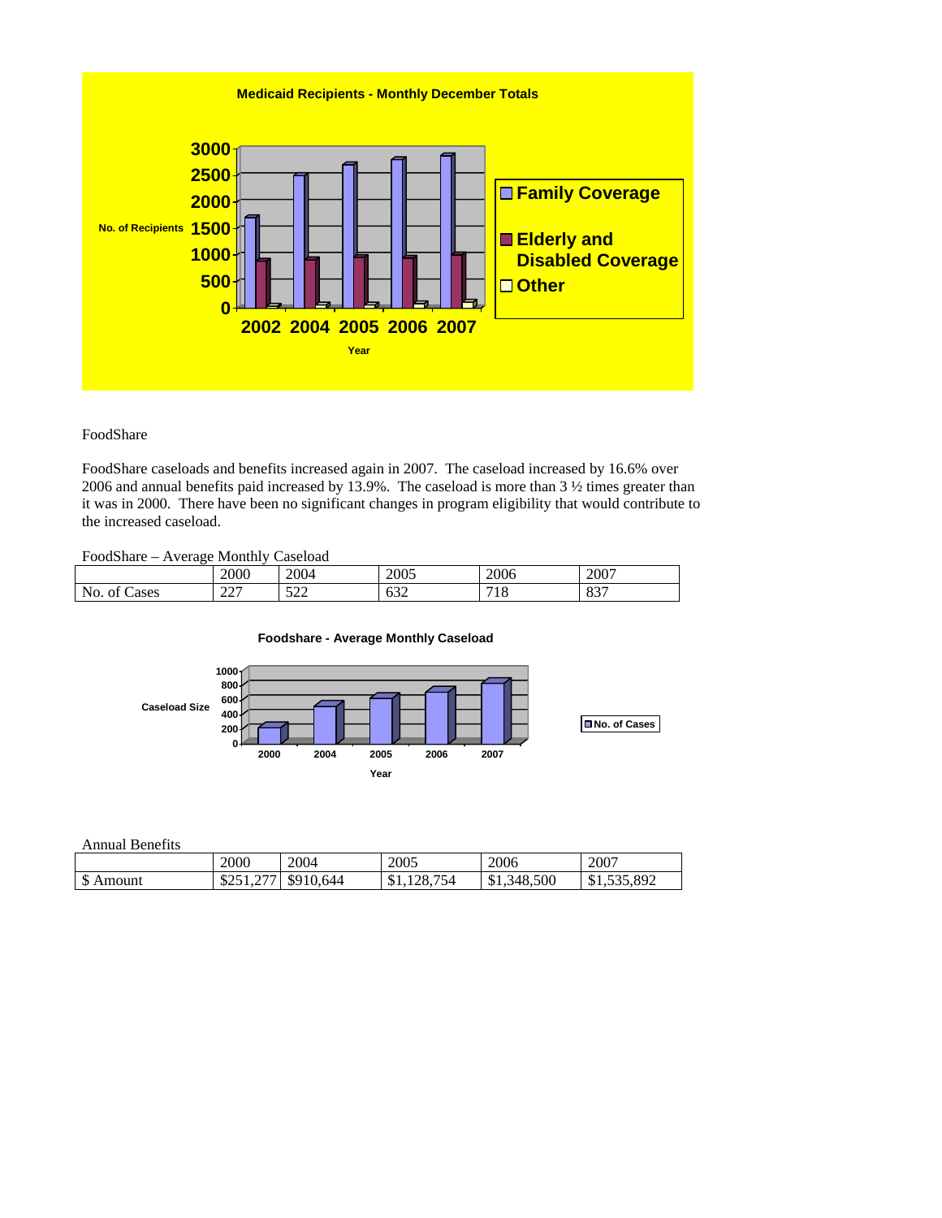**Medicaid Recipients - Monthly December Totals**

FoodShare

FoodShare caseloads and benefits increased again in 2007. The caseload increased by 16.6% over 2006 and annual benefits paid increased by 13.9%. The caseload is more than 3 ½ times greater than it was in 2000. There have been no significant changes in program eligibility that would contribute to the increased caseload.

FoodShare – Average Monthly Caseload

| | 2000 | 2004 | 2005 | 2006 | 2007 |
|---|---|---|---|---|---|
| No. of Cases | 227 | 522 | 632 | 718 | 837 |

**Foodshare - Average Monthly Caseload**

Annual Benefits

| | 2000 | 2004 | 2005 | 2006 | 2007 |
|---|---|---|---|---|---|
| $ Amount | $251,277 | $910,644 | $1,128,754 | $1,348,500 | $1,535,892 |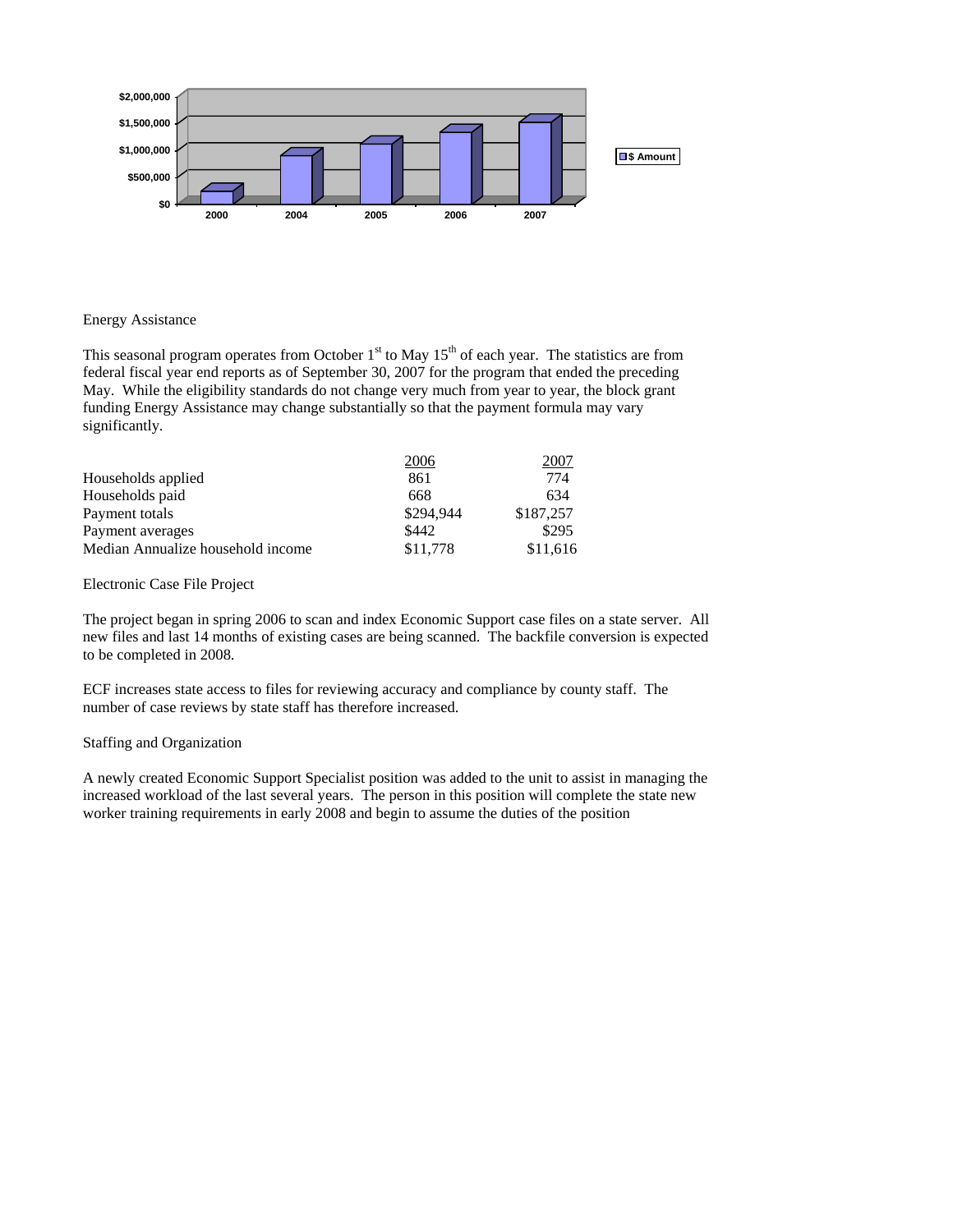Energy Assistance

This seasonal program operates from October 1st to May 15th of each year. The statistics are from federal fiscal year end reports as of September 30, 2007 for the program that ended the preceding May. While the eligibility standards do not change very much from year to year, the block grant funding Energy Assistance may change substantially so that the payment formula may vary significantly.

| | 2006 | 2007 |
|---|---|---|
| Households applied | 861 | 774 |
| Households paid | 668 | 634 |
| Payment totals | $294,944 | $187,257 |
| Payment averages | $442 | $295 |
| Median Annualize household income | $11,778 | $11,616 |

Electronic Case File Project

The project began in spring 2006 to scan and index Economic Support case files on a state server. All new files and last 14 months of existing cases are being scanned. The backfile conversion is expected to be completed in 2008.

ECF increases state access to files for reviewing accuracy and compliance by county staff. The number of case reviews by state staff has therefore increased.

Staffing and Organization

A newly created Economic Support Specialist position was added to the unit to assist in managing the increased workload of the last several years. The person in this position will complete the state new worker training requirements in early 2008 and begin to assume the duties of the position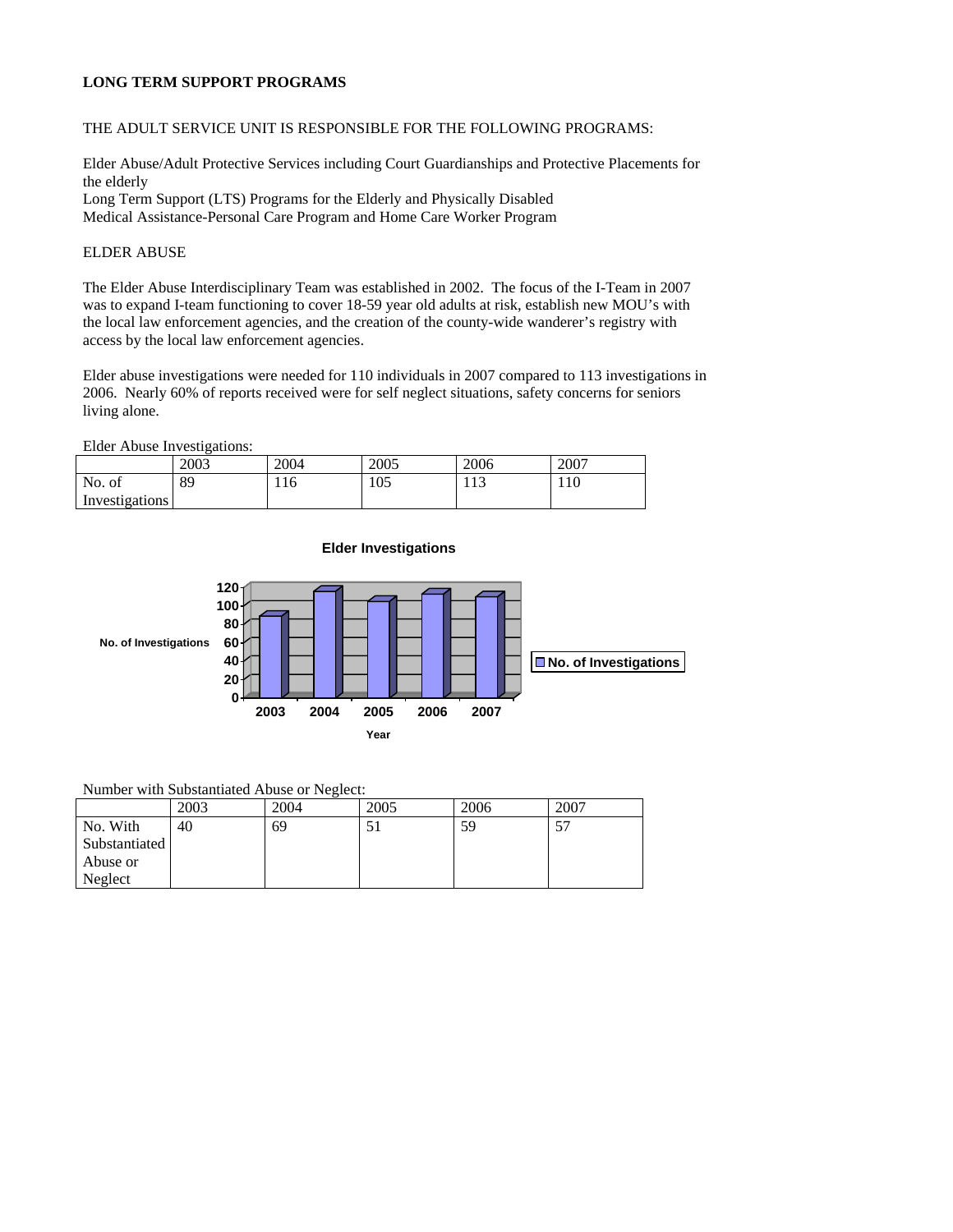**LONG TERM SUPPORT PROGRAMS**

THE ADULT SERVICE UNIT IS RESPONSIBLE FOR THE FOLLOWING PROGRAMS:

Elder Abuse/Adult Protective Services including Court Guardianships and Protective Placements for the elderly
Long Term Support (LTS) Programs for the Elderly and Physically Disabled
Medical Assistance-Personal Care Program and Home Care Worker Program

ELDER ABUSE

The Elder Abuse Interdisciplinary Team was established in 2002. The focus of the I-Team in 2007 was to expand I-team functioning to cover 18-59 year old adults at risk, establish new MOU's with the local law enforcement agencies, and the creation of the county-wide wanderer's registry with access by the local law enforcement agencies.

Elder abuse investigations were needed for 110 individuals in 2007 compared to 113 investigations in 2006. Nearly 60% of reports received were for self neglect situations, safety concerns for seniors living alone.

Elder Abuse Investigations:

| | 2003 | 2004 | 2005 | 2006 | 2007 |
|---|---|---|---|---|---|
| No. of Investigations | 89 | 116 | 105 | 113 | 110 |

**Elder Investigations**

| Year | No. of Investigations |
|---|---|
| 2003 | 89 |
| 2004 | 116 |
| 2005 | 105 |
| 2006 | 113 |
| 2007 | 110 |

Number with Substantiated Abuse or Neglect:

| | 2003 | 2004 | 2005 | 2006 | 2007 |
|---|---|---|---|---|---|
| No. With Substantiated Abuse or Neglect | 40 | 69 | 51 | 59 | 57 |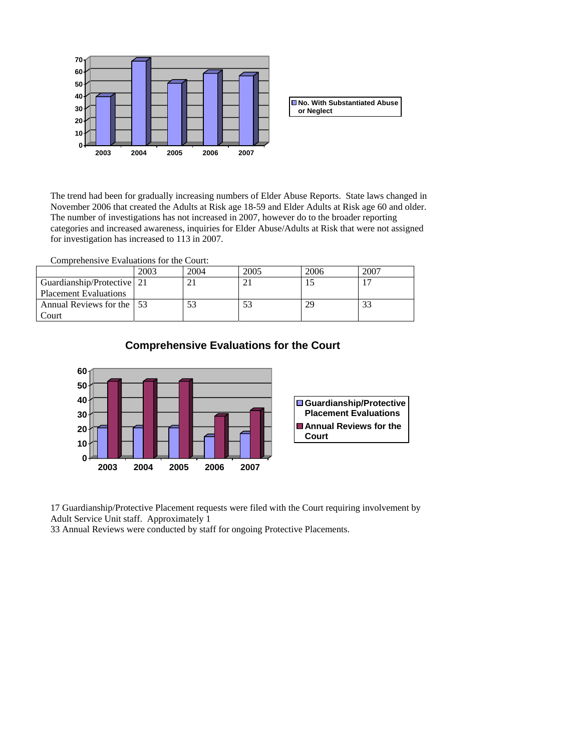No. With Substantiated Abuse or Neglect

The trend had been for gradually increasing numbers of Elder Abuse Reports. State laws changed in November 2006 that created the Adults at Risk age 18-59 and Elder Adults at Risk age 60 and older. The number of investigations has not increased in 2007, however do to the broader reporting categories and increased awareness, inquiries for Elder Abuse/Adults at Risk that were not assigned for investigation has increased to 113 in 2007.

Comprehensive Evaluations for the Court:

| | 2003 | 2004 | 2005 | 2006 | 2007 |
|---|---|---|---|---|---|
| Guardianship/Protective Placement Evaluations | 21 | 21 | 21 | 15 | 17 |
| Annual Reviews for the Court | 53 | 53 | 53 | 29 | 33 |

**Comprehensive Evaluations for the Court**

17 Guardianship/Protective Placement requests were filed with the Court requiring involvement by Adult Service Unit staff. Approximately 1
33 Annual Reviews were conducted by staff for ongoing Protective Placements.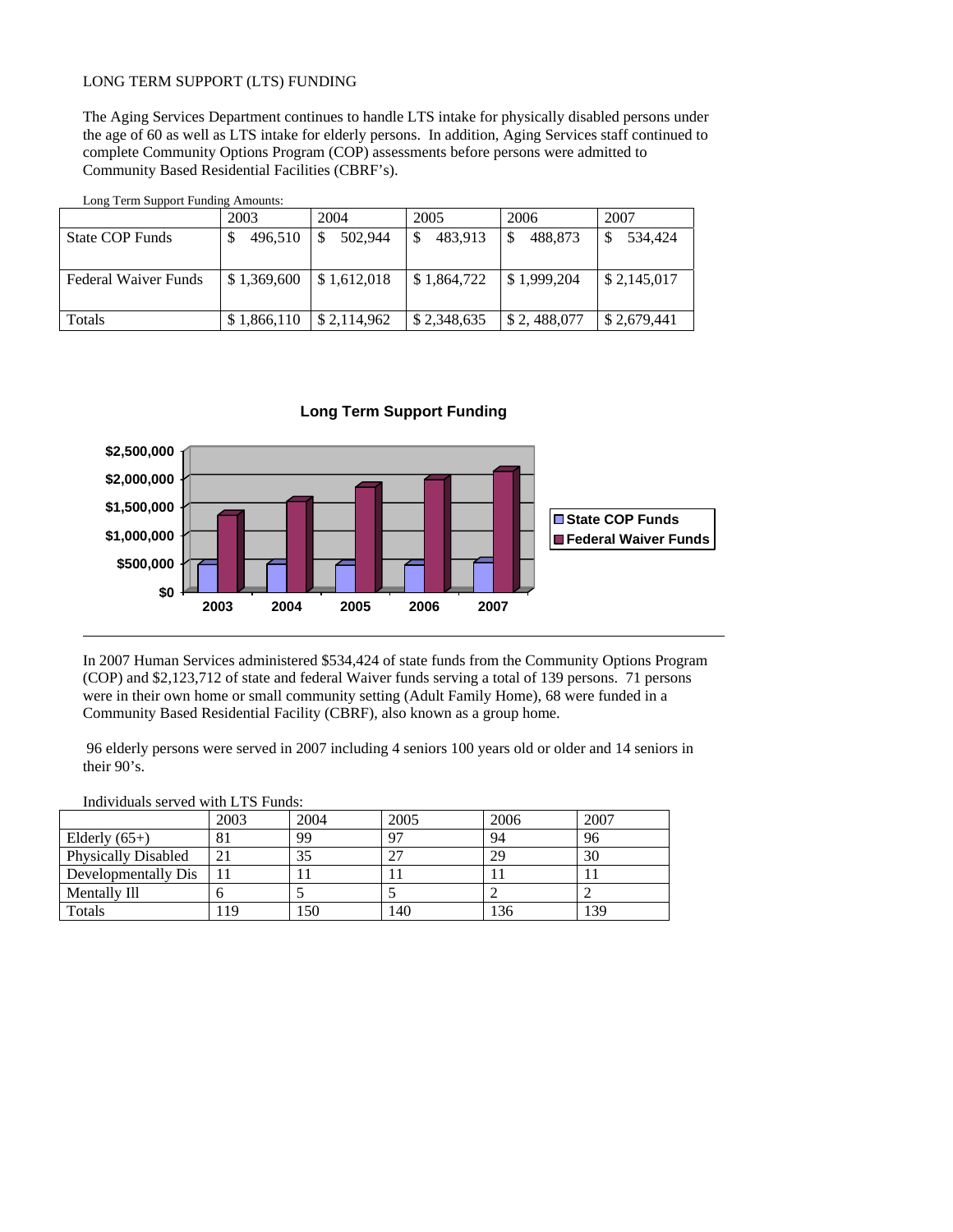LONG TERM SUPPORT (LTS) FUNDING

The Aging Services Department continues to handle LTS intake for physically disabled persons under the age of 60 as well as LTS intake for elderly persons. In addition, Aging Services staff continued to complete Community Options Program (COP) assessments before persons were admitted to Community Based Residential Facilities (CBRF's).

Long Term Support Funding Amounts:

| | 2003 | 2004 | 2005 | 2006 | 2007 |
|---|---|---|---|---|---|
| State COP Funds | $ 496,510 | $ 502,944 | $ 483,913 | $ 488,873 | $ 534,424 |
| Federal Waiver Funds | $ 1,369,600 | $ 1,612,018 | $ 1,864,722 | $ 1,999,204 | $ 2,145,017 |
| Totals | $ 1,866,110 | $ 2,114,962 | $ 2,348,635 | $ 2, 488,077 | $ 2,679,441 |

**Long Term Support Funding**

In 2007 Human Services administered $534,424 of state funds from the Community Options Program (COP) and $2,123,712 of state and federal Waiver funds serving a total of 139 persons. 71 persons were in their own home or small community setting (Adult Family Home), 68 were funded in a Community Based Residential Facility (CBRF), also known as a group home.

96 elderly persons were served in 2007 including 4 seniors 100 years old or older and 14 seniors in their 90's.

Individuals served with LTS Funds:

| | 2003 | 2004 | 2005 | 2006 | 2007 |
|---|---|---|---|---|---|
| Elderly (65+) | 81 | 99 | 97 | 94 | 96 |
| Physically Disabled | 21 | 35 | 27 | 29 | 30 |
| Developmentally Dis | 11 | 11 | 11 | 11 | 11 |
| Mentally Ill | 6 | 5 | 5 | 2 | 2 |
| Totals | 119 | 150 | 140 | 136 | 139 |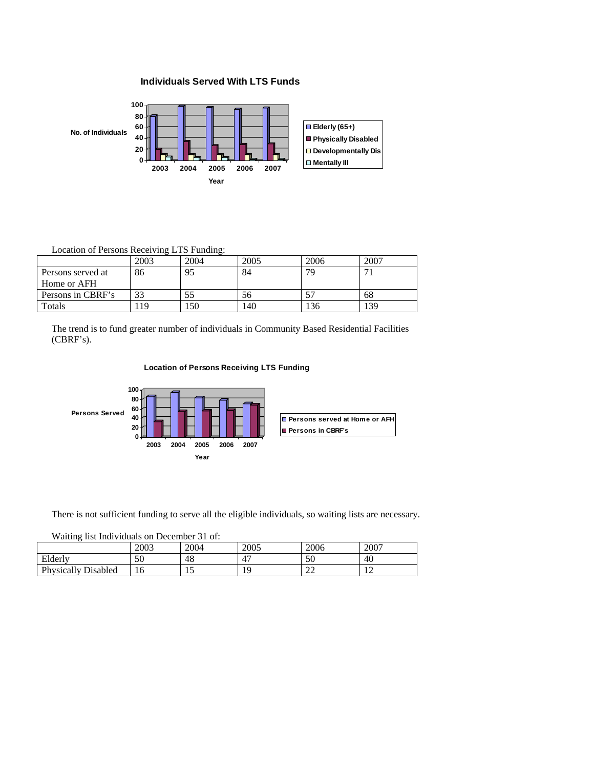**Individuals Served With LTS Funds**

Location of Persons Receiving LTS Funding:

| | 2003 | 2004 | 2005 | 2006 | 2007 |
|---|---|---|---|---|---|
| Persons served at Home or AFH | 86 | 95 | 84 | 79 | 71 |
| Persons in CBRF's | 33 | 55 | 56 | 57 | 68 |
| Totals | 119 | 150 | 140 | 136 | 139 |

The trend is to fund greater number of individuals in Community Based Residential Facilities (CBRF's).

**Location of Persons Receiving LTS Funding**

There is not sufficient funding to serve all the eligible individuals, so waiting lists are necessary.

Waiting list Individuals on December 31 of:

| | 2003 | 2004 | 2005 | 2006 | 2007 |
|---|---|---|---|---|---|
| Elderly | 50 | 48 | 47 | 50 | 40 |
| Physically Disabled | 16 | 15 | 19 | 22 | 12 |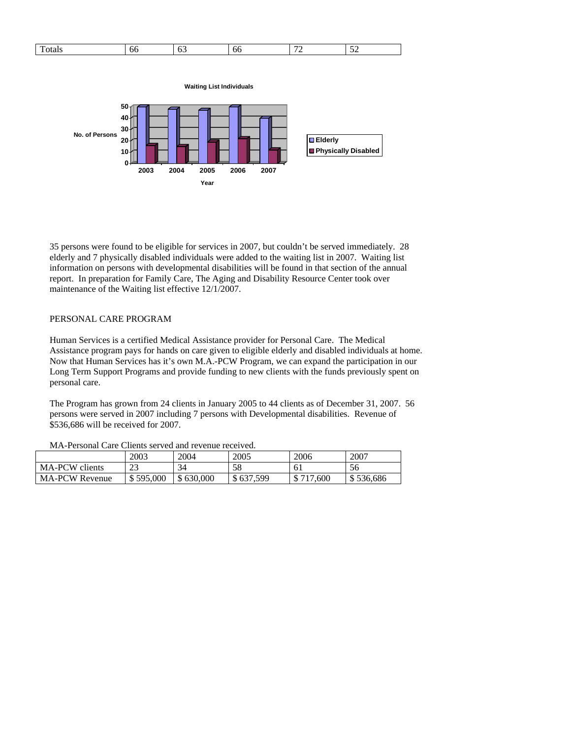| Totals | 66 | 63 | 66 | 72 | 52 |
|---|---|---|---|---|---|

**Waiting List Individuals**

No. of Persons

Year

Elderly

Physically Disabled

35 persons were found to be eligible for services in 2007, but couldn't be served immediately. 28 elderly and 7 physically disabled individuals were added to the waiting list in 2007. Waiting list information on persons with developmental disabilities will be found in that section of the annual report. In preparation for Family Care, The Aging and Disability Resource Center took over maintenance of the Waiting list effective 12/1/2007.

PERSONAL CARE PROGRAM

Human Services is a certified Medical Assistance provider for Personal Care. The Medical Assistance program pays for hands on care given to eligible elderly and disabled individuals at home. Now that Human Services has it's own M.A.-PCW Program, we can expand the participation in our Long Term Support Programs and provide funding to new clients with the funds previously spent on personal care.

The Program has grown from 24 clients in January 2005 to 44 clients as of December 31, 2007. 56 persons were served in 2007 including 7 persons with Developmental disabilities. Revenue of $536,686 will be received for 2007.

MA-Personal Care Clients served and revenue received.

| | 2003 | 2004 | 2005 | 2006 | 2007 |
|---|---|---|---|---|---|
| MA-PCW clients | 23 | 34 | 58 | 61 | 56 |
| MA-PCW Revenue | $ 595,000 | $ 630,000 | $ 637,599 | $ 717,600 | $ 536,686 |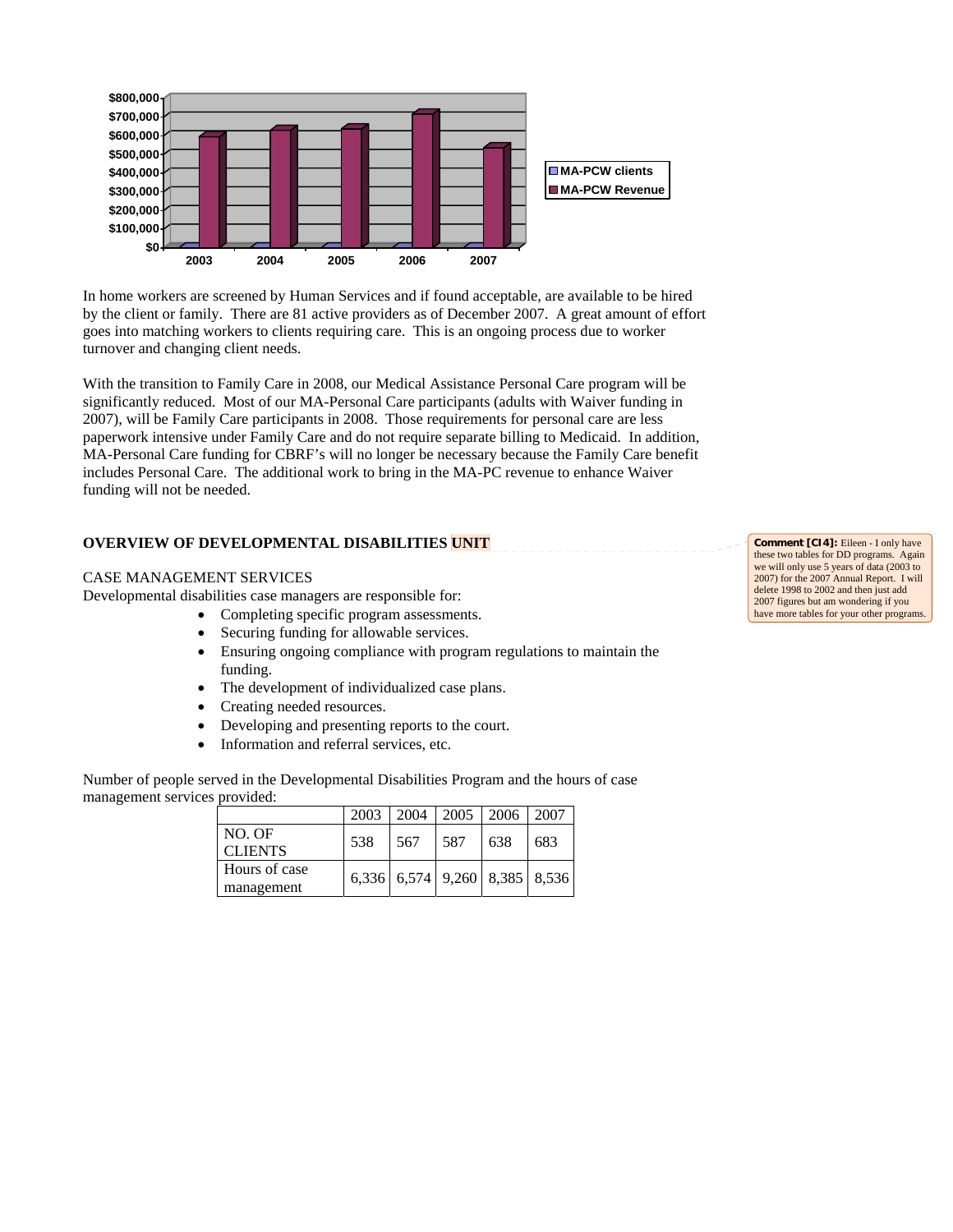In home workers are screened by Human Services and if found acceptable, are available to be hired by the client or family. There are 81 active providers as of December 2007. A great amount of effort goes into matching workers to clients requiring care. This is an ongoing process due to worker turnover and changing client needs.

With the transition to Family Care in 2008, our Medical Assistance Personal Care program will be significantly reduced. Most of our MA-Personal Care participants (adults with Waiver funding in 2007), will be Family Care participants in 2008. Those requirements for personal care are less paperwork intensive under Family Care and do not require separate billing to Medicaid. In addition, MA-Personal Care funding for CBRF's will no longer be necessary because the Family Care benefit includes Personal Care. The additional work to bring in the MA-PC revenue to enhance Waiver funding will not be needed.

**OVERVIEW OF DEVELOPMENTAL DISABILITIES UNIT**

Comment [CI4]: Eileen - I only have these two tables for DD programs. Again we will only use 5 years of data (2003 to 2007) for the 2007 Annual Report. I will delete 1998 to 2002 and then just add 2007 figures but am wondering if you have more tables for your other programs.

CASE MANAGEMENT SERVICES

Developmental disabilities case managers are responsible for:

- Completing specific program assessments.
- Securing funding for allowable services.
- Ensuring ongoing compliance with program regulations to maintain the funding.
- The development of individualized case plans.
- Creating needed resources.
- Developing and presenting reports to the court.
- Information and referral services, etc.

Number of people served in the Developmental Disabilities Program and the hours of case management services provided:

| | 2003 | 2004 | 2005 | 2006 | 2007 |
|---|---|---|---|---|---|
| NO. OF CLIENTS | 538 | 567 | 587 | 638 | 683 |
| Hours of case management | 6,336 | 6,574 | 9,260 | 8,385 | 8,536 |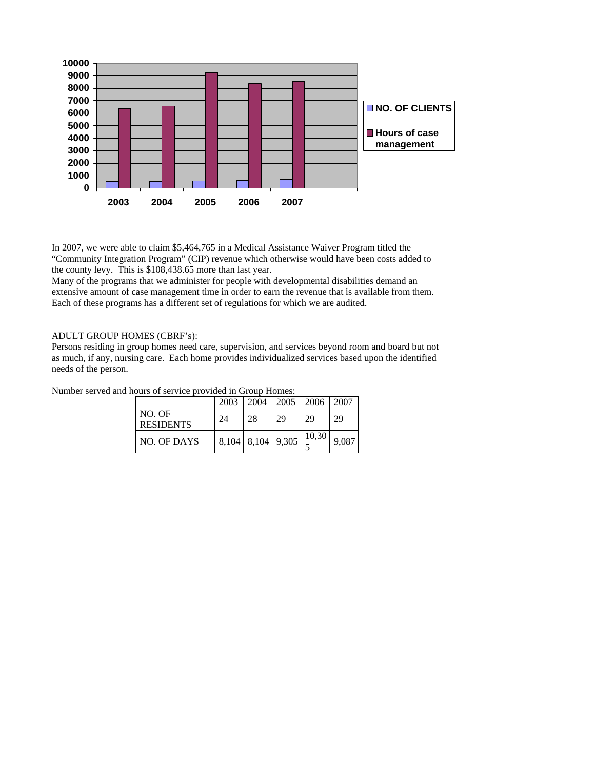In 2007, we were able to claim $5,464,765 in a Medical Assistance Waiver Program titled the "Community Integration Program" (CIP) revenue which otherwise would have been costs added to the county levy. This is $108,438.65 more than last year.
Many of the programs that we administer for people with developmental disabilities demand an extensive amount of case management time in order to earn the revenue that is available from them. Each of these programs has a different set of regulations for which we are audited.

ADULT GROUP HOMES (CBRF's):
Persons residing in group homes need care, supervision, and services beyond room and board but not as much, if any, nursing care. Each home provides individualized services based upon the identified needs of the person.

Number served and hours of service provided in Group Homes:

| | 2003 | 2004 | 2005 | 2006 | 2007 |
|---|---|---|---|---|---|
| NO. OF RESIDENTS | 24 | 28 | 29 | 29 | 29 |
| NO. OF DAYS | 8,104 | 8,104 | 9,305 | 10,305 | 9,087 |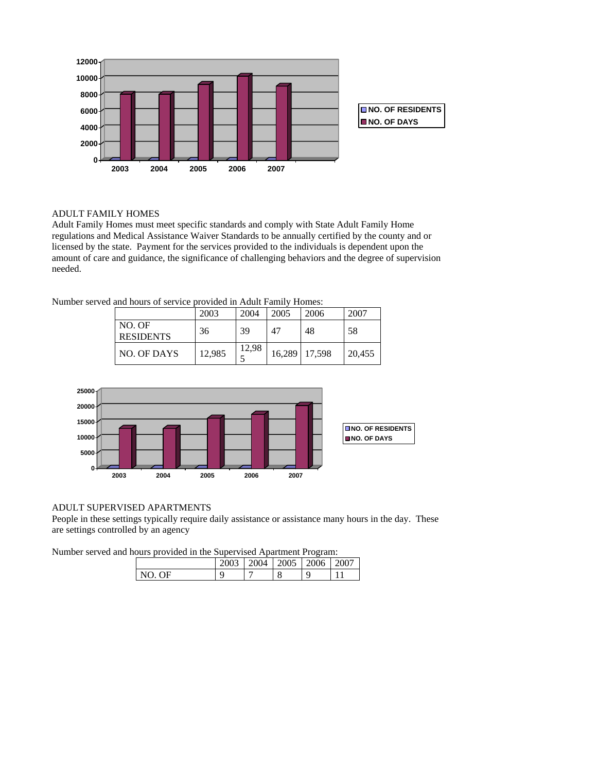## ADULT FAMILY HOMES

Adult Family Homes must meet specific standards and comply with State Adult Family Home regulations and Medical Assistance Waiver Standards to be annually certified by the county and or licensed by the state. Payment for the services provided to the individuals is dependent upon the amount of care and guidance, the significance of challenging behaviors and the degree of supervision needed.

Number served and hours of service provided in Adult Family Homes:

| | 2003 | 2004 | 2005 | 2006 | 2007 |
|---|---|---|---|---|---|
| NO. OF RESIDENTS | 36 | 39 | 47 | 48 | 58 |
| NO. OF DAYS | 12,985 | 12,985 | 16,289 | 17,598 | 20,455 |

## ADULT SUPERVISED APARTMENTS

People in these settings typically require daily assistance or assistance many hours in the day. These are settings controlled by an agency

Number served and hours provided in the Supervised Apartment Program:

| | 2003 | 2004 | 2005 | 2006 | 2007 |
|---|---|---|---|---|---|
| NO. OF | 9 | 7 | 8 | 9 | 11 |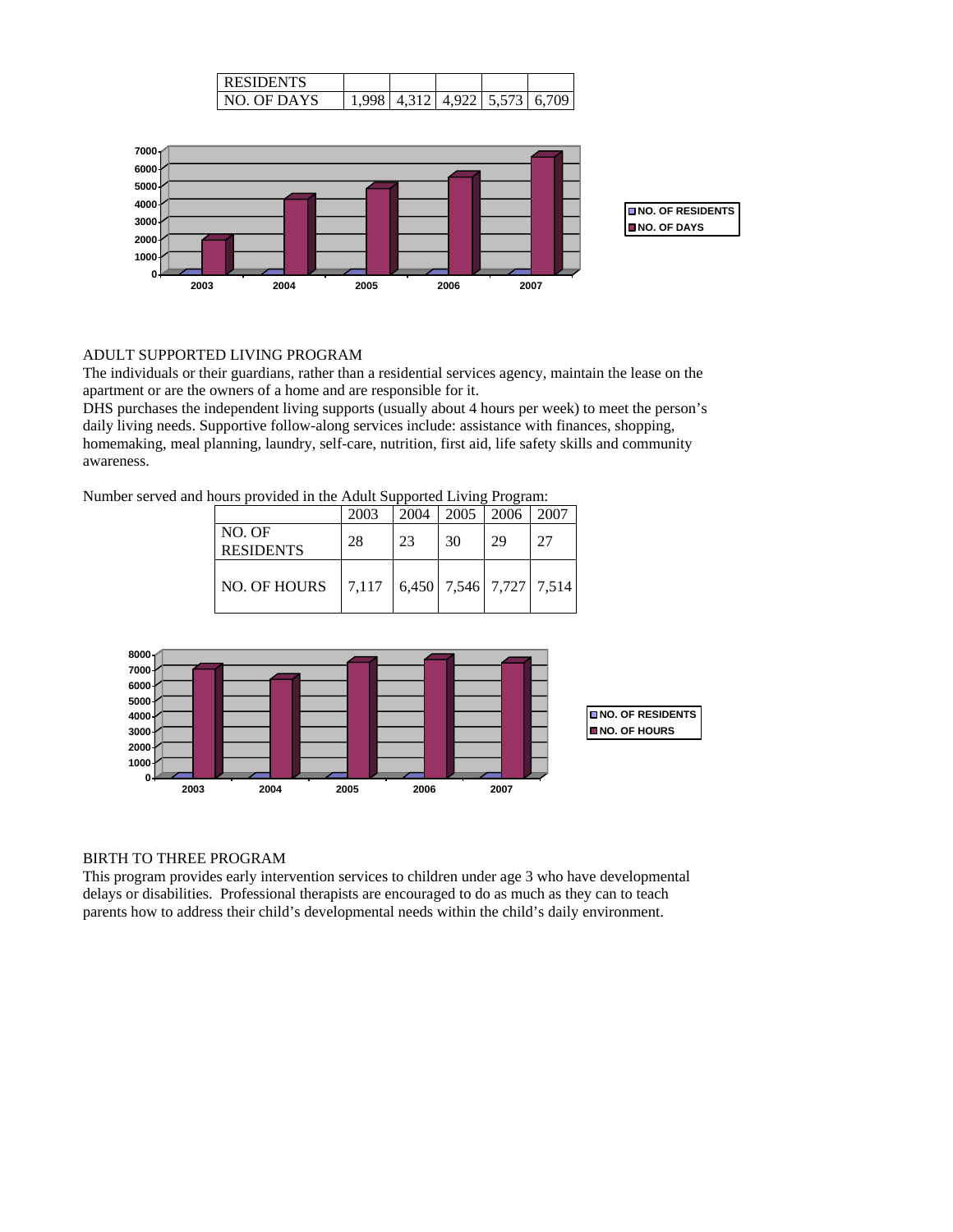| RESIDENTS | | | | | |
|---|---|---|---|---|---|
| NO. OF DAYS | 1,998 | 4,312 | 4,922 | 5,573 | 6,709 |

ADULT SUPPORTED LIVING PROGRAM

The individuals or their guardians, rather than a residential services agency, maintain the lease on the apartment or are the owners of a home and are responsible for it.

DHS purchases the independent living supports (usually about 4 hours per week) to meet the person's daily living needs. Supportive follow-along services include: assistance with finances, shopping, homemaking, meal planning, laundry, self-care, nutrition, first aid, life safety skills and community awareness.

Number served and hours provided in the Adult Supported Living Program:

| | 2003 | 2004 | 2005 | 2006 | 2007 |
|---|---|---|---|---|---|
| NO. OF RESIDENTS | 28 | 23 | 30 | 29 | 27 |
| NO. OF HOURS | 7,117 | 6,450 | 7,546 | 7,727 | 7,514 |

BIRTH TO THREE PROGRAM

This program provides early intervention services to children under age 3 who have developmental delays or disabilities. Professional therapists are encouraged to do as much as they can to teach parents how to address their child's developmental needs within the child's daily environment.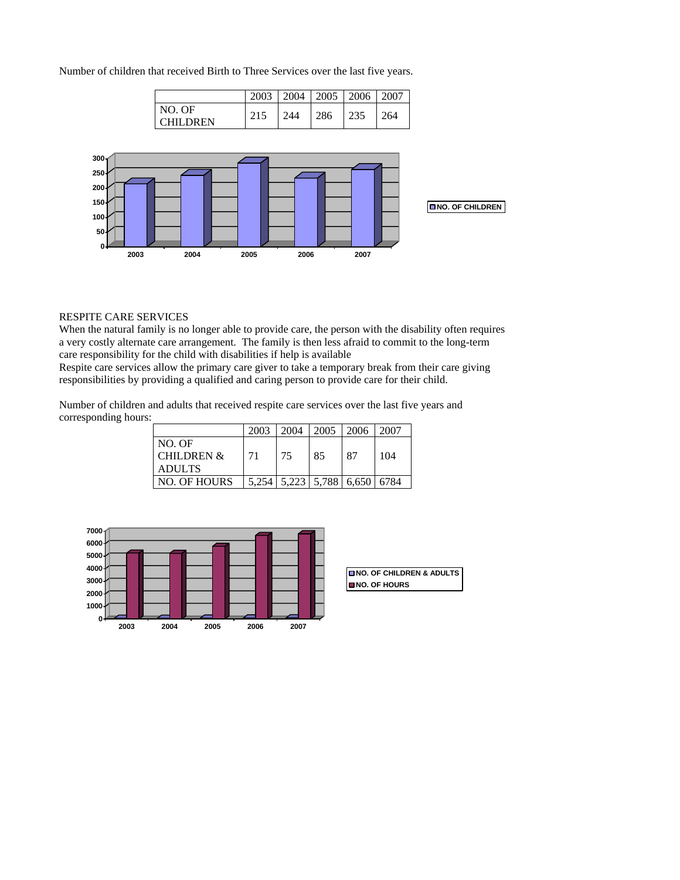Number of children that received Birth to Three Services over the last five years.

| | 2003 | 2004 | 2005 | 2006 | 2007 |
|---|---|---|---|---|---|
| NO. OF CHILDREN | 215 | 244 | 286 | 235 | 264 |

RESPITE CARE SERVICES

When the natural family is no longer able to provide care, the person with the disability often requires a very costly alternate care arrangement. The family is then less afraid to commit to the long-term care responsibility for the child with disabilities if help is available

Respite care services allow the primary care giver to take a temporary break from their care giving responsibilities by providing a qualified and caring person to provide care for their child.

Number of children and adults that received respite care services over the last five years and corresponding hours:

| | 2003 | 2004 | 2005 | 2006 | 2007 |
|---|---|---|---|---|---|
| NO. OF CHILDREN & ADULTS | 71 | 75 | 85 | 87 | 104 |
| NO. OF HOURS | 5,254 | 5,223 | 5,788 | 6,650 | 6784 |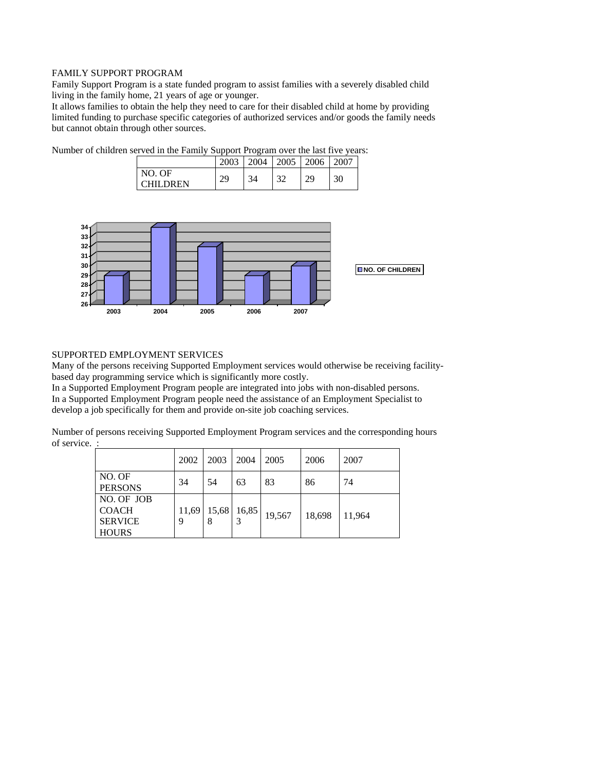FAMILY SUPPORT PROGRAM

Family Support Program is a state funded program to assist families with a severely disabled child living in the family home, 21 years of age or younger.

It allows families to obtain the help they need to care for their disabled child at home by providing limited funding to purchase specific categories of authorized services and/or goods the family needs but cannot obtain through other sources.

Number of children served in the Family Support Program over the last five years:

| | 2003 | 2004 | 2005 | 2006 | 2007 |
|---|---|---|---|---|---|
| NO. OF CHILDREN | 29 | 34 | 32 | 29 | 30 |

SUPPORTED EMPLOYMENT SERVICES

Many of the persons receiving Supported Employment services would otherwise be receiving facility-based day programming service which is significantly more costly.

In a Supported Employment Program people are integrated into jobs with non-disabled persons.

In a Supported Employment Program people need the assistance of an Employment Specialist to develop a job specifically for them and provide on-site job coaching services.

Number of persons receiving Supported Employment Program services and the corresponding hours of service. :

| | 2002 | 2003 | 2004 | 2005 | 2006 | 2007 |
|---|---|---|---|---|---|---|
| NO. OF PERSONS | 34 | 54 | 63 | 83 | 86 | 74 |
| NO. OF JOB COACH SERVICE HOURS | 11,699 | 15,688 | 16,853 | 19,567 | 18,698 | 11,964 |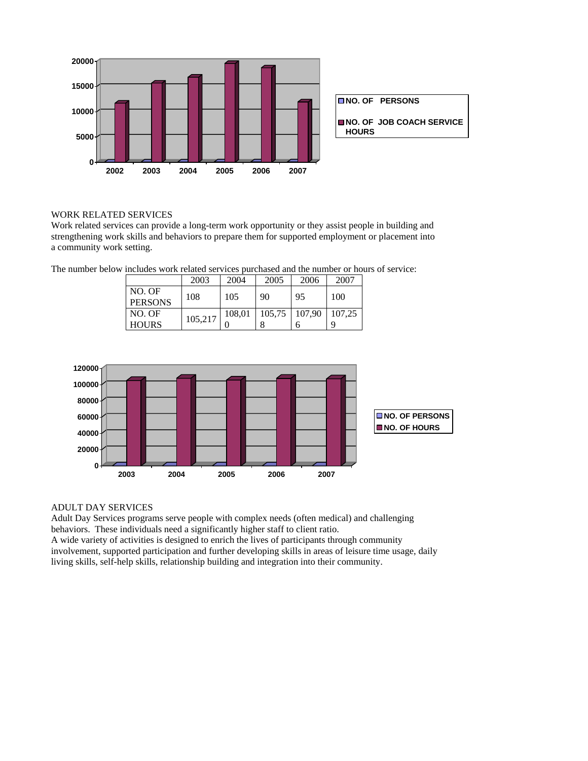WORK RELATED SERVICES

Work related services can provide a long-term work opportunity or they assist people in building and strengthening work skills and behaviors to prepare them for supported employment or placement into a community work setting.

The number below includes work related services purchased and the number or hours of service:

| | 2003 | 2004 | 2005 | 2006 | 2007 |
|---|---|---|---|---|---|
| NO. OF PERSONS | 108 | 105 | 90 | 95 | 100 |
| NO. OF HOURS | 105,217 | 108,010 | 105,758 | 107,906 | 107,259 |

ADULT DAY SERVICES

Adult Day Services programs serve people with complex needs (often medical) and challenging behaviors. These individuals need a significantly higher staff to client ratio.

A wide variety of activities is designed to enrich the lives of participants through community involvement, supported participation and further developing skills in areas of leisure time usage, daily living skills, self-help skills, relationship building and integration into their community.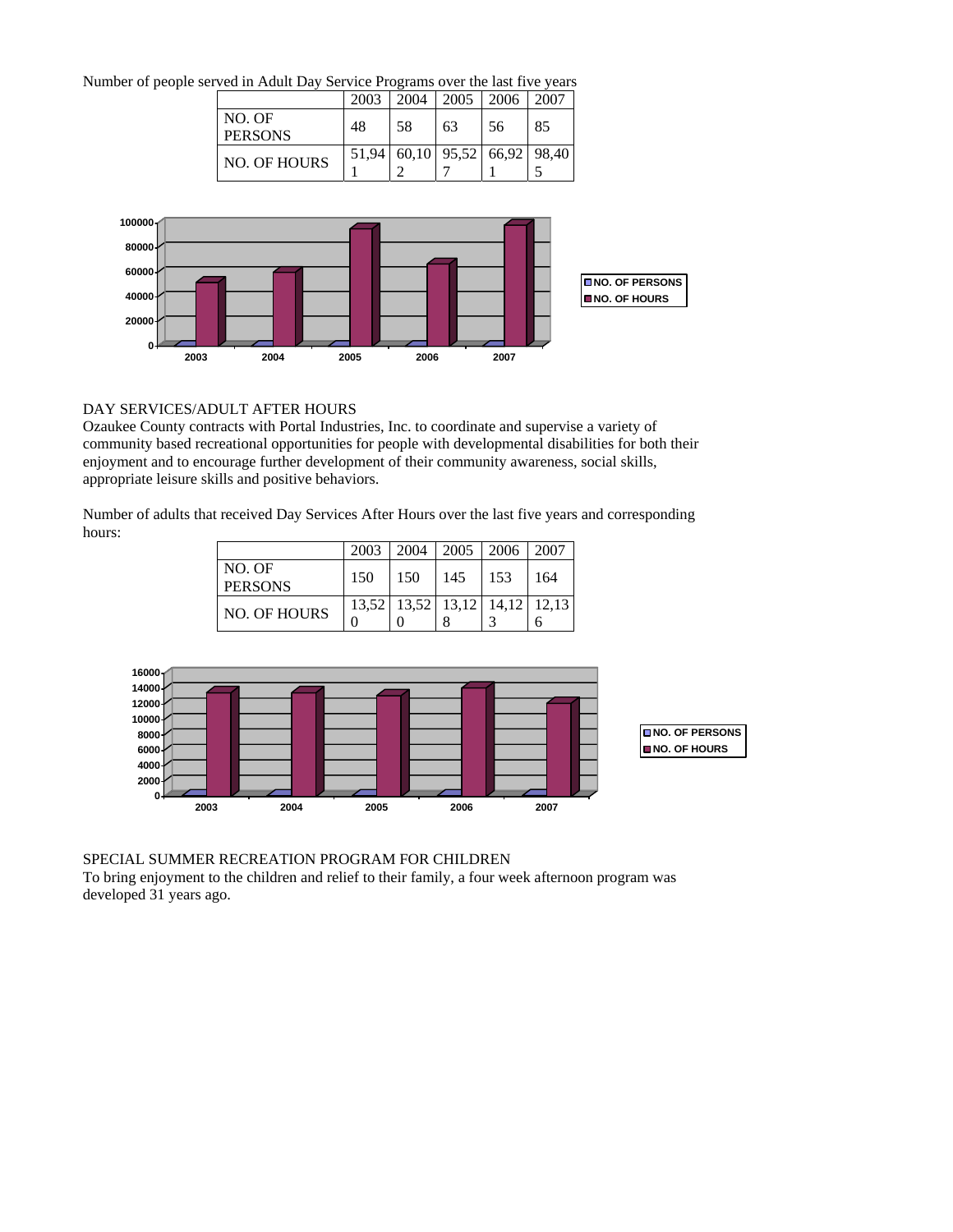Number of people served in Adult Day Service Programs over the last five years

| | 2003 | 2004 | 2005 | 2006 | 2007 |
|---|---|---|---|---|---|
| NO. OF PERSONS | 48 | 58 | 63 | 56 | 85 |
| NO. OF HOURS | 51,941 | 60,102 | 95,527 | 66,921 | 98,405 |

DAY SERVICES/ADULT AFTER HOURS
Ozaukee County contracts with Portal Industries, Inc. to coordinate and supervise a variety of community based recreational opportunities for people with developmental disabilities for both their enjoyment and to encourage further development of their community awareness, social skills, appropriate leisure skills and positive behaviors.

Number of adults that received Day Services After Hours over the last five years and corresponding hours:

| | 2003 | 2004 | 2005 | 2006 | 2007 |
|---|---|---|---|---|---|
| NO. OF PERSONS | 150 | 150 | 145 | 153 | 164 |
| NO. OF HOURS | 13,520 | 13,520 | 13,128 | 14,123 | 12,136 |

SPECIAL SUMMER RECREATION PROGRAM FOR CHILDREN
To bring enjoyment to the children and relief to their family, a four week afternoon program was developed 31 years ago.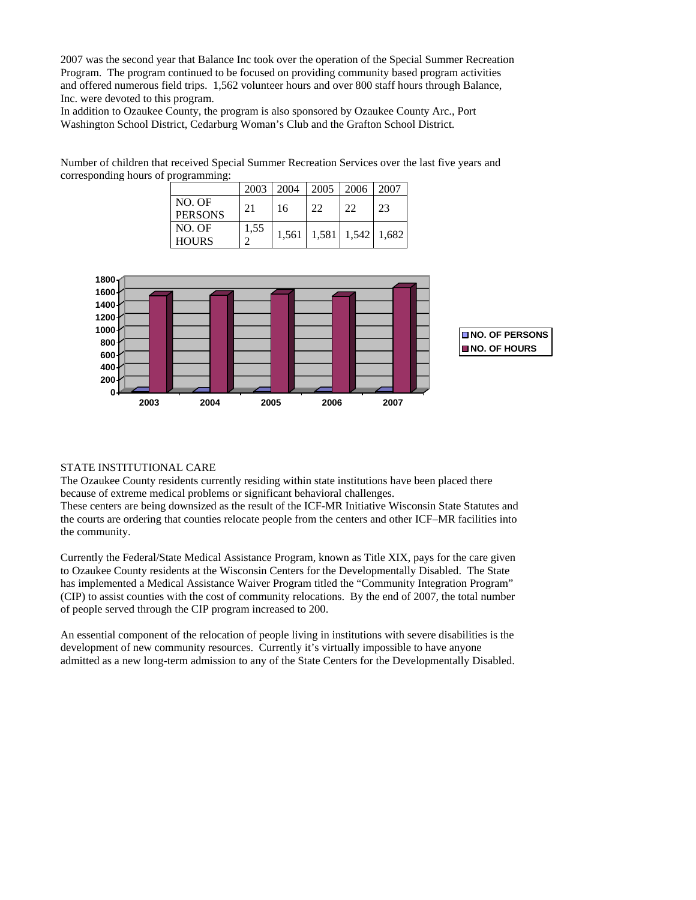2007 was the second year that Balance Inc took over the operation of the Special Summer Recreation Program. The program continued to be focused on providing community based program activities and offered numerous field trips. 1,562 volunteer hours and over 800 staff hours through Balance, Inc. were devoted to this program.
In addition to Ozaukee County, the program is also sponsored by Ozaukee County Arc., Port Washington School District, Cedarburg Woman's Club and the Grafton School District.

Number of children that received Special Summer Recreation Services over the last five years and corresponding hours of programming:

| | 2003 | 2004 | 2005 | 2006 | 2007 |
|---|---|---|---|---|---|
| NO. OF PERSONS | 21 | 16 | 22 | 22 | 23 |
| NO. OF HOURS | 1,552 | 1,561 | 1,581 | 1,542 | 1,682 |

STATE INSTITUTIONAL CARE

The Ozaukee County residents currently residing within state institutions have been placed there because of extreme medical problems or significant behavioral challenges.
These centers are being downsized as the result of the ICF-MR Initiative Wisconsin State Statutes and the courts are ordering that counties relocate people from the centers and other ICF–MR facilities into the community.

Currently the Federal/State Medical Assistance Program, known as Title XIX, pays for the care given to Ozaukee County residents at the Wisconsin Centers for the Developmentally Disabled. The State has implemented a Medical Assistance Waiver Program titled the "Community Integration Program" (CIP) to assist counties with the cost of community relocations. By the end of 2007, the total number of people served through the CIP program increased to 200.

An essential component of the relocation of people living in institutions with severe disabilities is the development of new community resources. Currently it's virtually impossible to have anyone admitted as a new long-term admission to any of the State Centers for the Developmentally Disabled.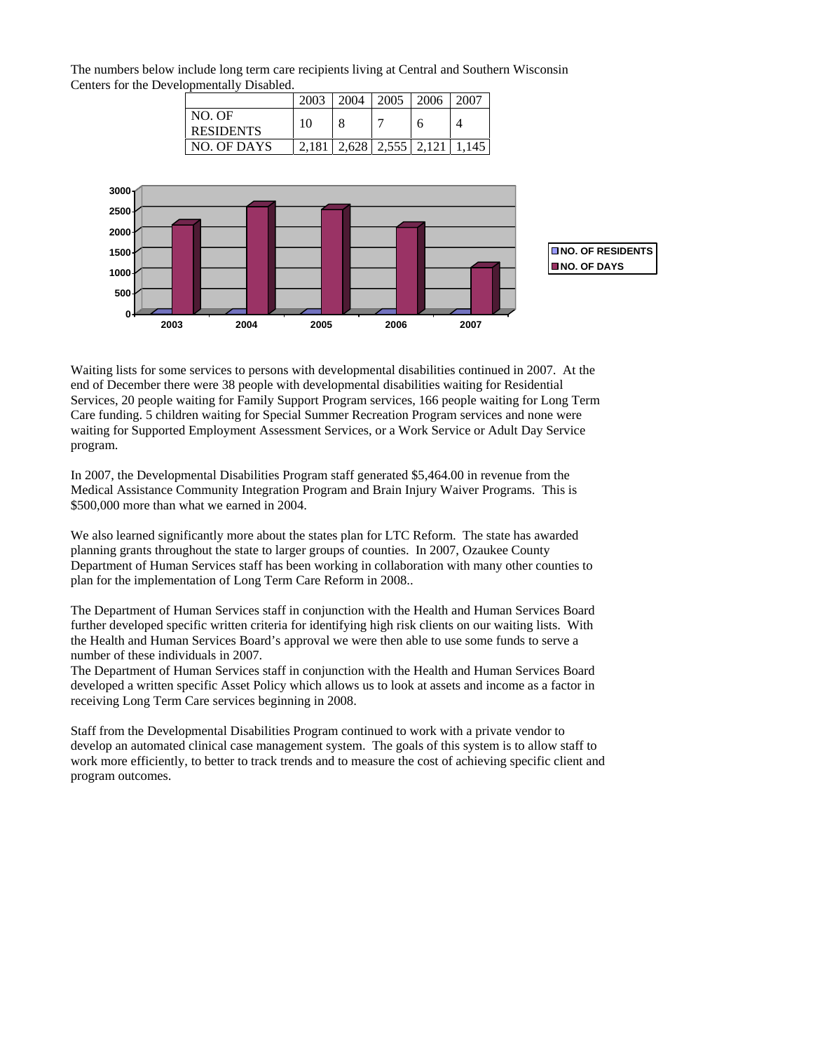The numbers below include long term care recipients living at Central and Southern Wisconsin Centers for the Developmentally Disabled.

| | 2003 | 2004 | 2005 | 2006 | 2007 |
|---|---|---|---|---|---|
| NO. OF RESIDENTS | 10 | 8 | 7 | 6 | 4 |
| NO. OF DAYS | 2,181 | 2,628 | 2,555 | 2,121 | 1,145 |

Waiting lists for some services to persons with developmental disabilities continued in 2007. At the end of December there were 38 people with developmental disabilities waiting for Residential Services, 20 people waiting for Family Support Program services, 166 people waiting for Long Term Care funding. 5 children waiting for Special Summer Recreation Program services and none were waiting for Supported Employment Assessment Services, or a Work Service or Adult Day Service program.

In 2007, the Developmental Disabilities Program staff generated $5,464.00 in revenue from the Medical Assistance Community Integration Program and Brain Injury Waiver Programs. This is $500,000 more than what we earned in 2004.

We also learned significantly more about the states plan for LTC Reform. The state has awarded planning grants throughout the state to larger groups of counties. In 2007, Ozaukee County Department of Human Services staff has been working in collaboration with many other counties to plan for the implementation of Long Term Care Reform in 2008..

The Department of Human Services staff in conjunction with the Health and Human Services Board further developed specific written criteria for identifying high risk clients on our waiting lists. With the Health and Human Services Board's approval we were then able to use some funds to serve a number of these individuals in 2007.

The Department of Human Services staff in conjunction with the Health and Human Services Board developed a written specific Asset Policy which allows us to look at assets and income as a factor in receiving Long Term Care services beginning in 2008.

Staff from the Developmental Disabilities Program continued to work with a private vendor to develop an automated clinical case management system. The goals of this system is to allow staff to work more efficiently, to better to track trends and to measure the cost of achieving specific client and program outcomes.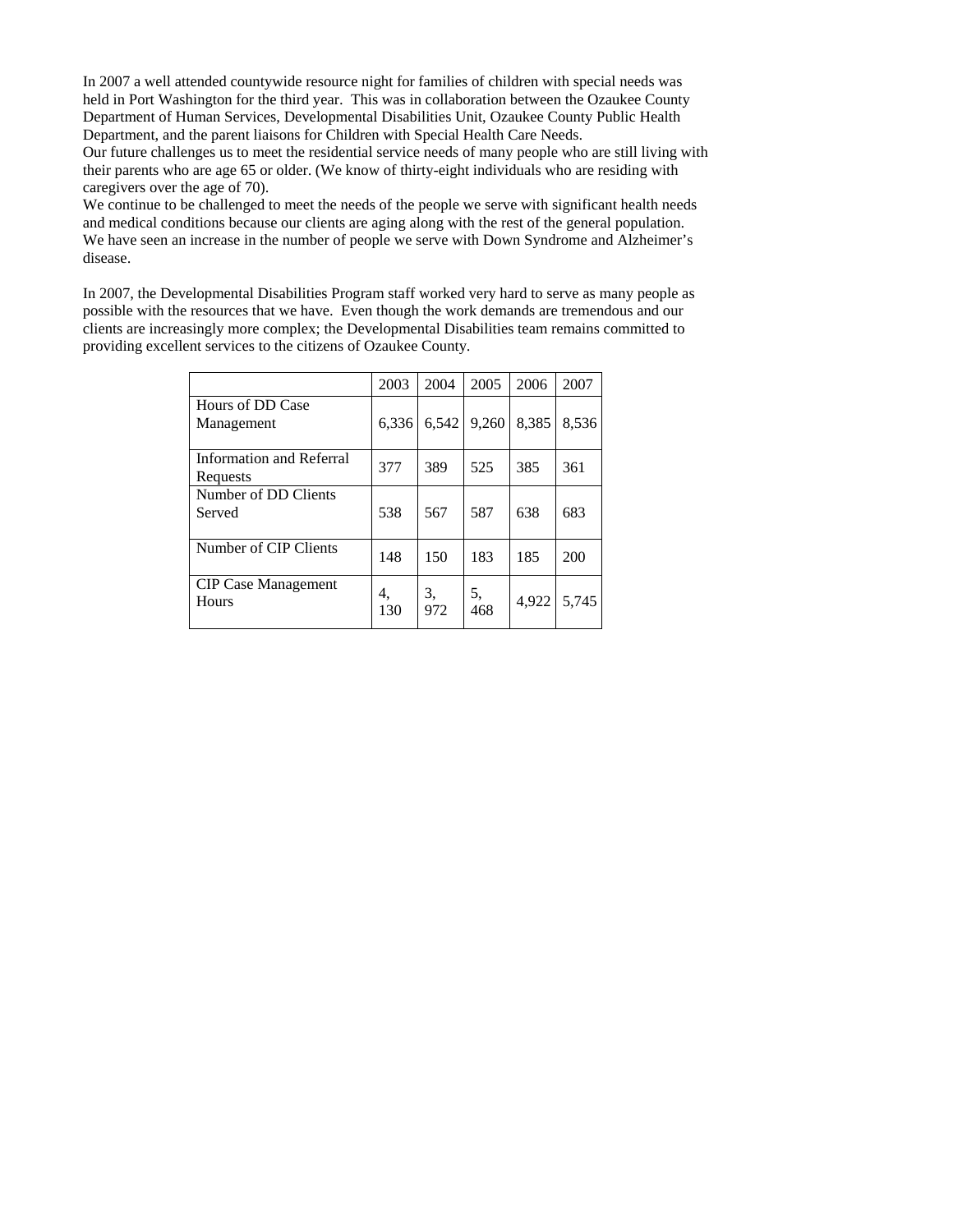In 2007 a well attended countywide resource night for families of children with special needs was held in Port Washington for the third year. This was in collaboration between the Ozaukee County Department of Human Services, Developmental Disabilities Unit, Ozaukee County Public Health Department, and the parent liaisons for Children with Special Health Care Needs.
Our future challenges us to meet the residential service needs of many people who are still living with their parents who are age 65 or older. (We know of thirty-eight individuals who are residing with caregivers over the age of 70).
We continue to be challenged to meet the needs of the people we serve with significant health needs and medical conditions because our clients are aging along with the rest of the general population. We have seen an increase in the number of people we serve with Down Syndrome and Alzheimer's disease.

In 2007, the Developmental Disabilities Program staff worked very hard to serve as many people as possible with the resources that we have. Even though the work demands are tremendous and our clients are increasingly more complex; the Developmental Disabilities team remains committed to providing excellent services to the citizens of Ozaukee County.

| | 2003 | 2004 | 2005 | 2006 | 2007 |
|---|---|---|---|---|---|
| Hours of DD Case Management | 6,336 | 6,542 | 9,260 | 8,385 | 8,536 |
| Information and Referral Requests | 377 | 389 | 525 | 385 | 361 |
| Number of DD Clients Served | 538 | 567 | 587 | 638 | 683 |
| Number of CIP Clients | 148 | 150 | 183 | 185 | 200 |
| CIP Case Management Hours | 4,130 | 3,972 | 5,468 | 4,922 | 5,745 |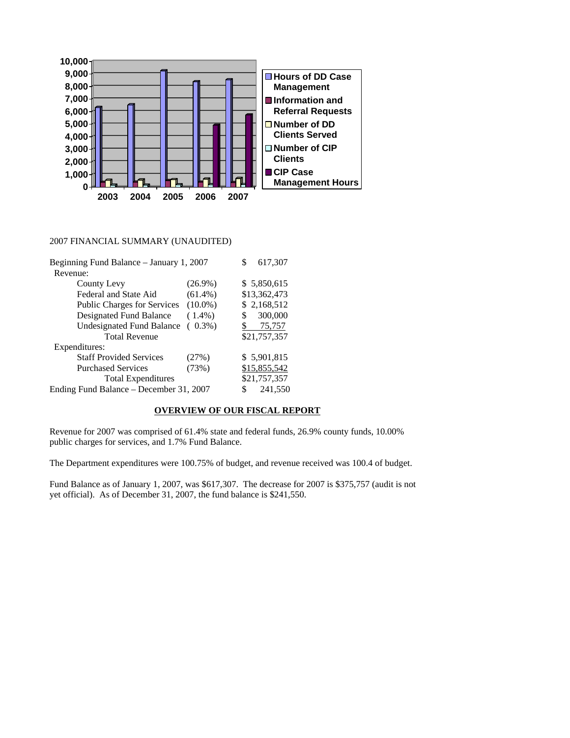10,000
9,000
8,000
7,000
6,000
5,000
4,000
3,000
2,000
1,000
0

2003 2004 2005 2006 2007

Hours of DD Case Management
Information and Referral Requests
Number of DD Clients Served
Number of CIP Clients
CIP Case Management Hours

2007 FINANCIAL SUMMARY (UNAUDITED)

| | | |
|---|---|---|
| Beginning Fund Balance – January 1, 2007 | | $ 617,307 |
| Revenue: | | |
| County Levy | (26.9%) | $ 5,850,615 |
| Federal and State Aid | (61.4%) | $13,362,473 |
| Public Charges for Services | (10.0%) | $ 2,168,512 |
| Designated Fund Balance | ( 1.4%) | $ 300,000 |
| Undesignated Fund Balance | ( 0.3%) | $ 75,757 |
| Total Revenue | | $21,757,357 |
| Expenditures: | | |
| Staff Provided Services | (27%) | $ 5,901,815 |
| Purchased Services | (73%) | $15,855,542 |
| Total Expenditures | | $21,757,357 |
| Ending Fund Balance – December 31, 2007 | | $ 241,550 |

## OVERVIEW OF OUR FISCAL REPORT

Revenue for 2007 was comprised of 61.4% state and federal funds, 26.9% county funds, 10.00% public charges for services, and 1.7% Fund Balance.

The Department expenditures were 100.75% of budget, and revenue received was 100.4 of budget.

Fund Balance as of January 1, 2007, was $617,307. The decrease for 2007 is $375,757 (audit is not yet official). As of December 31, 2007, the fund balance is $241,550.